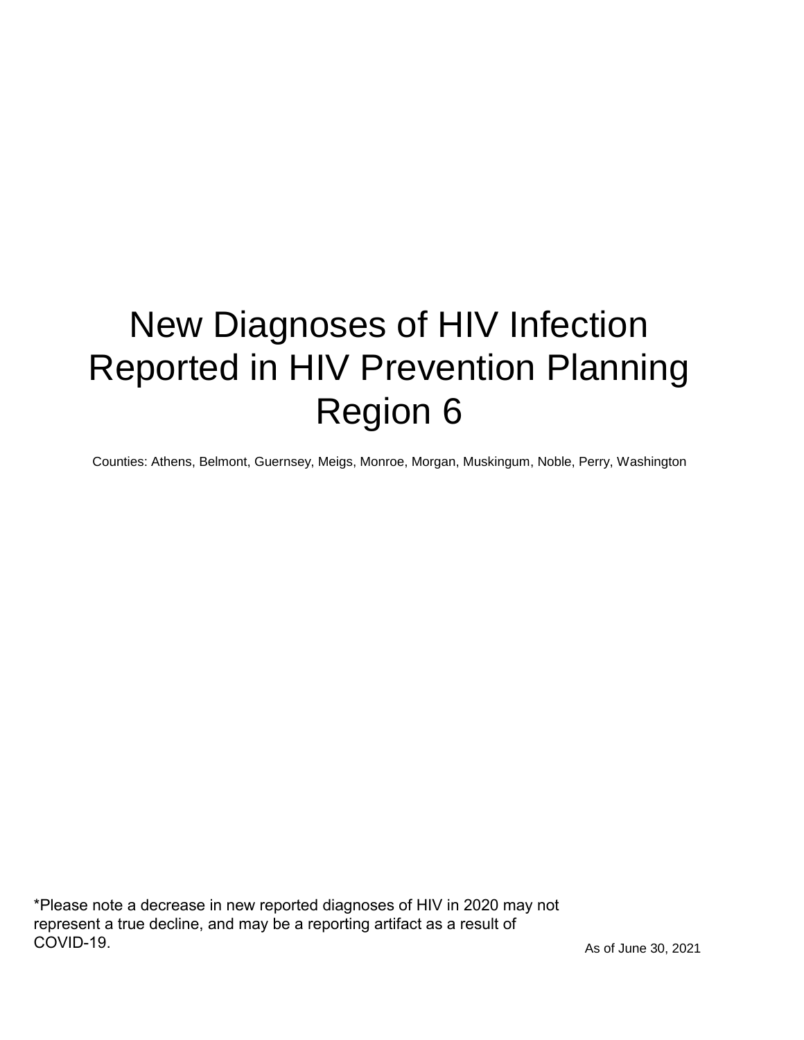# New Diagnoses of HIV Infection Reported in HIV Prevention Planning Region 6

Counties: Athens, Belmont, Guernsey, Meigs, Monroe, Morgan, Muskingum, Noble, Perry, Washington

*Please note a decrease in new reported diagnoses of HIV in 2020 may not represent a true decline, and may be a reporting artifact as a result of COVID-19.

As of June 30, 2021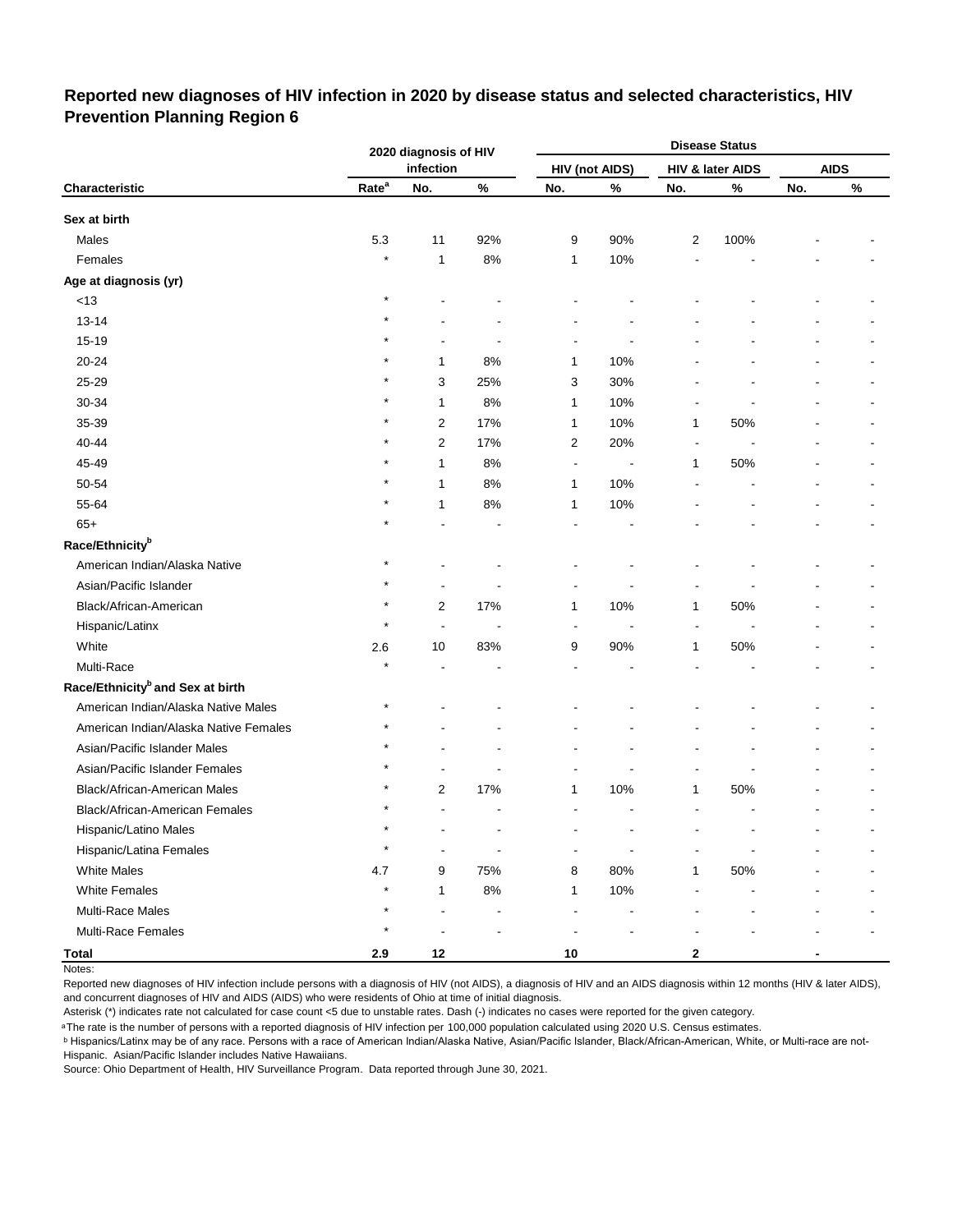# Reported new diagnoses of HIV infection in 2020 by disease status and selected characteristics, HIV Prevention Planning Region 6

| | 2020 diagnosis of HIV infection | | | Disease Status | | | | | |
|---|---|---|---|---|---|---|---|---|---|
| | | | | HIV (not AIDS) | | HIV & later AIDS | | AIDS | |
| Characteristic | Rate[a] | No. | % | No. | % | No. | % | No. | % |
| **Sex at birth** | | | | | | | | | |
| Males | 5.3 | 11 | 92% | 9 | 90% | 2 | 100% | - | - |
| Females | * | 1 | 8% | 1 | 10% | - | - | - | - |
| **Age at diagnosis (yr)** | | | | | | | | | |
| <13 | * | - | - | - | - | - | - | - | - |
| 13-14 | * | - | - | - | - | - | - | - | - |
| 15-19 | * | - | - | - | - | - | - | - | - |
| 20-24 | * | 1 | 8% | 1 | 10% | - | - | - | - |
| 25-29 | * | 3 | 25% | 3 | 30% | - | - | - | - |
| 30-34 | * | 1 | 8% | 1 | 10% | - | - | - | - |
| 35-39 | * | 2 | 17% | 1 | 10% | 1 | 50% | - | - |
| 40-44 | * | 2 | 17% | 2 | 20% | - | - | - | - |
| 45-49 | * | 1 | 8% | - | - | 1 | 50% | - | - |
| 50-54 | * | 1 | 8% | 1 | 10% | - | - | - | - |
| 55-64 | * | 1 | 8% | 1 | 10% | - | - | - | - |
| 65+ | * | - | - | - | - | - | - | - | - |
| **Race/Ethnicity[b]** | | | | | | | | | |
| American Indian/Alaska Native | * | - | - | - | - | - | - | - | - |
| Asian/Pacific Islander | * | - | - | - | - | - | - | - | - |
| Black/African-American | * | 2 | 17% | 1 | 10% | 1 | 50% | - | - |
| Hispanic/Latinx | * | - | - | - | - | - | - | - | - |
| White | 2.6 | 10 | 83% | 9 | 90% | 1 | 50% | - | - |
| Multi-Race | * | - | - | - | - | - | - | - | - |
| **Race/Ethnicity[b] and Sex at birth** | | | | | | | | | |
| American Indian/Alaska Native Males | * | - | - | - | - | - | - | - | - |
| American Indian/Alaska Native Females | * | - | - | - | - | - | - | - | - |
| Asian/Pacific Islander Males | * | - | - | - | - | - | - | - | - |
| Asian/Pacific Islander Females | * | - | - | - | - | - | - | - | - |
| Black/African-American Males | * | 2 | 17% | 1 | 10% | 1 | 50% | - | - |
| Black/African-American Females | * | - | - | - | - | - | - | - | - |
| Hispanic/Latino Males | * | - | - | - | - | - | - | - | - |
| Hispanic/Latina Females | * | - | - | - | - | - | - | - | - |
| White Males | 4.7 | 9 | 75% | 8 | 80% | 1 | 50% | - | - |
| White Females | * | 1 | 8% | 1 | 10% | - | - | - | - |
| Multi-Race Males | * | - | - | - | - | - | - | - | - |
| Multi-Race Females | * | - | - | - | - | - | - | - | - |
| **Total** | **2.9** | **12** | | **10** | | **2** | | **-** | |

Notes:

Reported new diagnoses of HIV infection include persons with a diagnosis of HIV (not AIDS), a diagnosis of HIV and an AIDS diagnosis within 12 months (HIV & later AIDS), and concurrent diagnoses of HIV and AIDS (AIDS) who were residents of Ohio at time of initial diagnosis.

Asterisk (*) indicates rate not calculated for case count <5 due to unstable rates. Dash (-) indicates no cases were reported for the given category.

[a] The rate is the number of persons with a reported diagnosis of HIV infection per 100,000 population calculated using 2020 U.S. Census estimates.

[b] Hispanics/Latinx may be of any race. Persons with a race of American Indian/Alaska Native, Asian/Pacific Islander, Black/African-American, White, or Multi-race are not-Hispanic. Asian/Pacific Islander includes Native Hawaiians.

Source: Ohio Department of Health, HIV Surveillance Program. Data reported through June 30, 2021.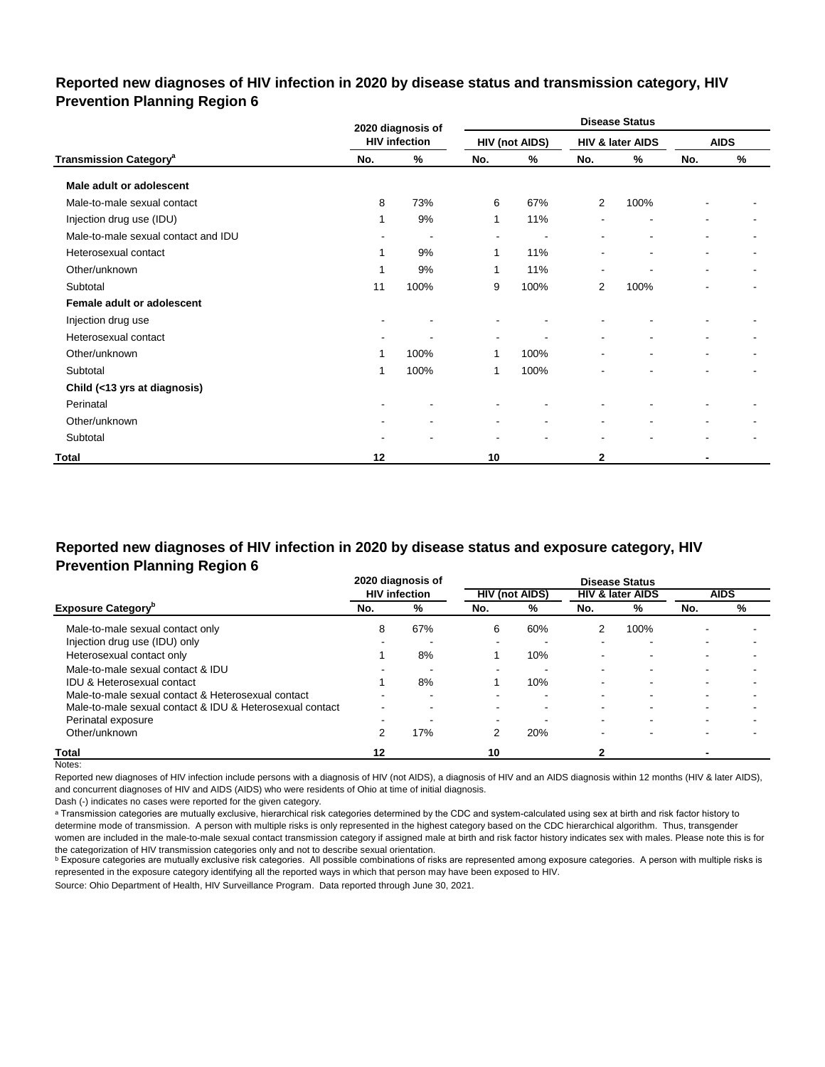## Reported new diagnoses of HIV infection in 2020 by disease status and transmission category, HIV Prevention Planning Region 6

| | 2020 diagnosis of HIV infection | | Disease Status | | | | | |
|---|---|---|---|---|---|---|---|---|
| | | | HIV (not AIDS) | | HIV & later AIDS | | AIDS | |
| **Transmission Category**[a] | No. | % | No. | % | No. | % | No. | % |
| **Male adult or adolescent** | | | | | | | | |
| Male-to-male sexual contact | 8 | 73% | 6 | 67% | 2 | 100% | - | - |
| Injection drug use (IDU) | 1 | 9% | 1 | 11% | - | - | - | - |
| Male-to-male sexual contact and IDU | - | - | - | - | - | - | - | - |
| Heterosexual contact | 1 | 9% | 1 | 11% | - | - | - | - |
| Other/unknown | 1 | 9% | 1 | 11% | - | - | - | - |
| Subtotal | 11 | 100% | 9 | 100% | 2 | 100% | - | - |
| **Female adult or adolescent** | | | | | | | | |
| Injection drug use | - | - | - | - | - | - | - | - |
| Heterosexual contact | - | - | - | - | - | - | - | - |
| Other/unknown | 1 | 100% | 1 | 100% | - | - | - | - |
| Subtotal | 1 | 100% | 1 | 100% | - | - | - | - |
| **Child (<13 yrs at diagnosis)** | | | | | | | | |
| Perinatal | - | - | - | - | - | - | - | - |
| Other/unknown | - | - | - | - | - | - | - | - |
| Subtotal | - | - | - | - | - | - | - | - |
| **Total** | **12** | | **10** | | **2** | | **-** | |

## Reported new diagnoses of HIV infection in 2020 by disease status and exposure category, HIV Prevention Planning Region 6

| | 2020 diagnosis of HIV infection | | Disease Status | | | | | |
|---|---|---|---|---|---|---|---|---|
| | | | HIV (not AIDS) | | HIV & later AIDS | | AIDS | |
| **Exposure Category**[b] | No. | % | No. | % | No. | % | No. | % |
| Male-to-male sexual contact only | 8 | 67% | 6 | 60% | 2 | 100% | - | - |
| Injection drug use (IDU) only | - | - | - | - | - | - | - | - |
| Heterosexual contact only | 1 | 8% | 1 | 10% | - | - | - | - |
| Male-to-male sexual contact & IDU | - | - | - | - | - | - | - | - |
| IDU & Heterosexual contact | 1 | 8% | 1 | 10% | - | - | - | - |
| Male-to-male sexual contact & Heterosexual contact | - | - | - | - | - | - | - | - |
| Male-to-male sexual contact & IDU & Heterosexual contact | - | - | - | - | - | - | - | - |
| Perinatal exposure | - | - | - | - | - | - | - | - |
| Other/unknown | 2 | 17% | 2 | 20% | - | - | - | - |
| **Total** | **12** | | **10** | | **2** | | **-** | |

Notes:

Reported new diagnoses of HIV infection include persons with a diagnosis of HIV (not AIDS), a diagnosis of HIV and an AIDS diagnosis within 12 months (HIV & later AIDS), and concurrent diagnoses of HIV and AIDS (AIDS) who were residents of Ohio at time of initial diagnosis.

Dash (-) indicates no cases were reported for the given category.

[a] Transmission categories are mutually exclusive, hierarchical risk categories determined by the CDC and system-calculated using sex at birth and risk factor history to determine mode of transmission. A person with multiple risks is only represented in the highest category based on the CDC hierarchical algorithm. Thus, transgender women are included in the male-to-male sexual contact transmission category if assigned male at birth and risk factor history indicates sex with males. Please note this is for the categorization of HIV transmission categories only and not to describe sexual orientation.

[b] Exposure categories are mutually exclusive risk categories. All possible combinations of risks are represented among exposure categories. A person with multiple risks is represented in the exposure category identifying all the reported ways in which that person may have been exposed to HIV.

Source: Ohio Department of Health, HIV Surveillance Program. Data reported through June 30, 2021.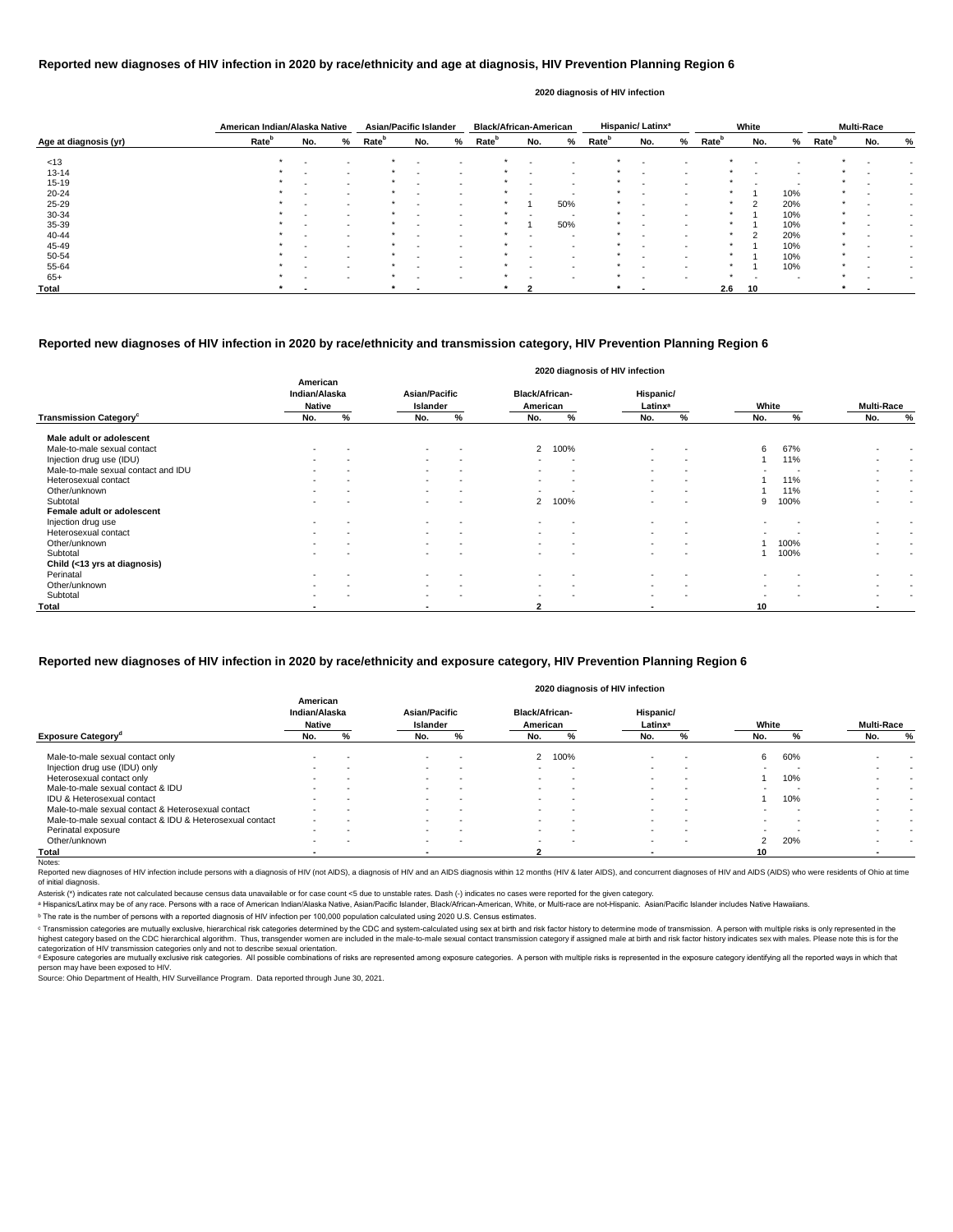## Reported new diagnoses of HIV infection in 2020 by race/ethnicity and age at diagnosis, HIV Prevention Planning Region 6

2020 diagnosis of HIV infection

| Age at diagnosis (yr) | American Indian/Alaska Native | | | Asian/Pacific Islander | | | Black/African-American | | | Hispanic/ Latinx[a] | | | White | | | Multi-Race | | |
|---|---|---|---|---|---|---|---|---|---|---|---|---|---|---|---|---|---|---|
| | Rate[b] | No. | % | Rate[b] | No. | % | Rate[b] | No. | % | Rate[b] | No. | % | Rate[b] | No. | % | Rate[b] | No. | % |
| <13 | * | - | - | * | - | - | * | - | - | * | - | - | * | - | - | * | - | - |
| 13-14 | * | - | - | * | - | - | * | - | - | * | - | - | * | - | - | * | - | - |
| 15-19 | * | - | - | * | - | - | * | - | - | * | - | - | * | - | - | * | - | - |
| 20-24 | * | - | - | * | - | - | * | - | - | * | - | - | * | 1 | 10% | * | - | - |
| 25-29 | * | - | - | * | - | - | * | 1 | 50% | * | - | - | * | 2 | 20% | * | - | - |
| 30-34 | * | - | - | * | - | - | * | - | - | * | - | - | * | 1 | 10% | * | - | - |
| 35-39 | * | - | - | * | - | - | * | 1 | 50% | * | - | - | * | 1 | 10% | * | - | - |
| 40-44 | * | - | - | * | - | - | * | - | - | * | - | - | * | 2 | 20% | * | - | - |
| 45-49 | * | - | - | * | - | - | * | - | - | * | - | - | * | 1 | 10% | * | - | - |
| 50-54 | * | - | - | * | - | - | * | - | - | * | - | - | * | 1 | 10% | * | - | - |
| 55-64 | * | - | - | * | - | - | * | - | - | * | - | - | * | 1 | 10% | * | - | - |
| 65+ | * | - | - | * | - | - | * | - | - | * | - | - | * | - | - | * | - | - |
| **Total** | * | - | | * | - | | * | 2 | | * | - | | 2.6 | 10 | | * | - | |

## Reported new diagnoses of HIV infection in 2020 by race/ethnicity and transmission category, HIV Prevention Planning Region 6

2020 diagnosis of HIV infection

| Transmission Category[c] | American Indian/Alaska Native | | Asian/Pacific Islander | | Black/African-American | | Hispanic/ Latinx[a] | | White | | Multi-Race | |
|---|---|---|---|---|---|---|---|---|---|---|---|---|
| | No. | % | No. | % | No. | % | No. | % | No. | % | No. | % |
| **Male adult or adolescent** | | | | | | | | | | | | |
| Male-to-male sexual contact | - | - | - | - | 2 | 100% | - | - | 6 | 67% | - | - |
| Injection drug use (IDU) | - | - | - | - | - | - | - | - | 1 | 11% | - | - |
| Male-to-male sexual contact and IDU | - | - | - | - | - | - | - | - | - | - | - | - |
| Heterosexual contact | - | - | - | - | - | - | - | - | 1 | 11% | - | - |
| Other/unknown | - | - | - | - | - | - | - | - | 1 | 11% | - | - |
| Subtotal | - | - | - | - | 2 | 100% | - | - | 9 | 100% | - | - |
| **Female adult or adolescent** | | | | | | | | | | | | |
| Injection drug use | - | - | - | - | - | - | - | - | - | - | - | - |
| Heterosexual contact | - | - | - | - | - | - | - | - | - | - | - | - |
| Other/unknown | - | - | - | - | - | - | - | - | 1 | 100% | - | - |
| Subtotal | - | - | - | - | - | - | - | - | 1 | 100% | - | - |
| **Child (<13 yrs at diagnosis)** | | | | | | | | | | | | |
| Perinatal | - | - | - | - | - | - | - | - | - | - | - | - |
| Other/unknown | - | - | - | - | - | - | - | - | - | - | - | - |
| Subtotal | - | - | - | - | - | - | - | - | - | - | - | - |
| **Total** | - | | - | | 2 | | - | | 10 | | - | |

## Reported new diagnoses of HIV infection in 2020 by race/ethnicity and exposure category, HIV Prevention Planning Region 6

2020 diagnosis of HIV infection

| Exposure Category[d] | American Indian/Alaska Native | | Asian/Pacific Islander | | Black/African-American | | Hispanic/ Latinx[a] | | White | | Multi-Race | |
|---|---|---|---|---|---|---|---|---|---|---|---|---|
| | No. | % | No. | % | No. | % | No. | % | No. | % | No. | % |
| Male-to-male sexual contact only | - | - | - | - | 2 | 100% | - | - | 6 | 60% | - | - |
| Injection drug use (IDU) only | - | - | - | - | - | - | - | - | - | - | - | - |
| Heterosexual contact only | - | - | - | - | - | - | - | - | 1 | 10% | - | - |
| Male-to-male sexual contact & IDU | - | - | - | - | - | - | - | - | - | - | - | - |
| IDU & Heterosexual contact | - | - | - | - | - | - | - | - | 1 | 10% | - | - |
| Male-to-male sexual contact & Heterosexual contact | - | - | - | - | - | - | - | - | - | - | - | - |
| Male-to-male sexual contact & IDU & Heterosexual contact | - | - | - | - | - | - | - | - | - | - | - | - |
| Perinatal exposure | - | - | - | - | - | - | - | - | - | - | - | - |
| Other/unknown | - | - | - | - | - | - | - | - | 2 | 20% | - | - |
| **Total** | - | | - | | 2 | | - | | 10 | | - | |

Notes:

Reported new diagnoses of HIV infection include persons with a diagnosis of HIV (not AIDS), a diagnosis of HIV and an AIDS diagnosis within 12 months (HIV & later AIDS), and concurrent diagnoses of HIV and AIDS (AIDS) who were residents of Ohio at time of initial diagnosis.

Asterisk (*) indicates rate not calculated because census data unavailable or for case count <5 due to unstable rates. Dash (-) indicates no cases were reported for the given category.

[a] Hispanics/Latinx may be of any race. Persons with a race of American Indian/Alaska Native, Asian/Pacific Islander, Black/African-American, White, or Multi-race are not-Hispanic. Asian/Pacific Islander includes Native Hawaiians.

[b] The rate is the number of persons with a reported diagnosis of HIV infection per 100,000 population calculated using 2020 U.S. Census estimates.

[c] Transmission categories are mutually exclusive, hierarchical risk categories determined by the CDC and system-calculated using sex at birth and risk factor history to determine mode of transmission. A person with multiple risks is only represented in the highest category based on the CDC hierarchical algorithm. Thus, transgender women are included in the male-to-male sexual contact transmission category if assigned male at birth and risk factor history indicates sex with males. Please note this is for the categorization of HIV transmission categories only and not to describe sexual orientation.

[d] Exposure categories are mutually exclusive risk categories. All possible combinations of risks are represented among exposure categories. A person with multiple risks is represented in the exposure category identifying all the reported ways in which that person may have been exposed to HIV.

Source: Ohio Department of Health, HIV Surveillance Program. Data reported through June 30, 2021.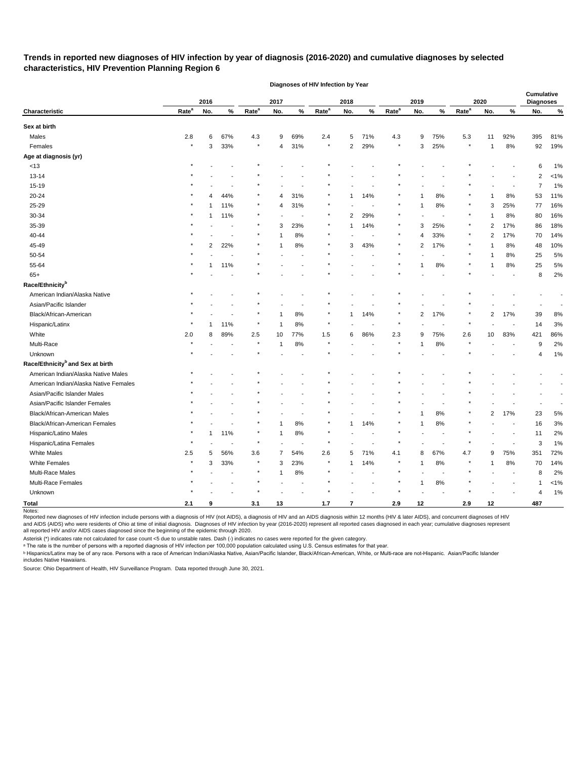# Trends in reported new diagnoses of HIV infection by year of diagnosis (2016-2020) and cumulative diagnoses by selected characteristics, HIV Prevention Planning Region 6

| | Diagnoses of HIV Infection by Year | | | | | | | | | | | | | | | Cumulative Diagnoses | |
|---|---|---|---|---|---|---|---|---|---|---|---|---|---|---|---|---|---|
| | 2016 | | | 2017 | | | 2018 | | | 2019 | | | 2020 | | | | |
| Characteristic | Rate[a] | No. | % | Rate[a] | No. | % | Rate[a] | No. | % | Rate[a] | No. | % | Rate[a] | No. | % | No. | % |
| **Sex at birth** | | | | | | | | | | | | | | | | | |
| Males | 2.8 | 6 | 67% | 4.3 | 9 | 69% | 2.4 | 5 | 71% | 4.3 | 9 | 75% | 5.3 | 11 | 92% | 395 | 81% |
| Females | * | 3 | 33% | * | 4 | 31% | * | 2 | 29% | * | 3 | 25% | * | 1 | 8% | 92 | 19% |
| **Age at diagnosis (yr)** | | | | | | | | | | | | | | | | | |
| <13 | * | - | - | * | - | - | * | - | - | * | - | - | * | - | - | 6 | 1% |
| 13-14 | * | - | - | * | - | - | * | - | - | * | - | - | * | - | - | 2 | <1% |
| 15-19 | * | - | - | * | - | - | * | - | - | * | - | - | * | - | - | 7 | 1% |
| 20-24 | * | 4 | 44% | * | 4 | 31% | * | 1 | 14% | * | 1 | 8% | * | 1 | 8% | 53 | 11% |
| 25-29 | * | 1 | 11% | * | 4 | 31% | * | - | - | * | 1 | 8% | * | 3 | 25% | 77 | 16% |
| 30-34 | * | 1 | 11% | * | - | - | * | 2 | 29% | * | - | - | * | 1 | 8% | 80 | 16% |
| 35-39 | * | - | - | * | 3 | 23% | * | 1 | 14% | * | 3 | 25% | * | 2 | 17% | 86 | 18% |
| 40-44 | * | - | - | * | 1 | 8% | * | - | - | * | 4 | 33% | * | 2 | 17% | 70 | 14% |
| 45-49 | * | 2 | 22% | * | 1 | 8% | * | 3 | 43% | * | 2 | 17% | * | 1 | 8% | 48 | 10% |
| 50-54 | * | - | - | * | - | - | * | - | - | * | - | - | * | 1 | 8% | 25 | 5% |
| 55-64 | * | 1 | 11% | * | - | - | * | - | - | * | 1 | 8% | * | 1 | 8% | 25 | 5% |
| 65+ | * | - | - | * | - | - | * | - | - | * | - | - | * | - | - | 8 | 2% |
| **Race/Ethnicity[b]** | | | | | | | | | | | | | | | | | |
| American Indian/Alaska Native | * | - | - | * | - | - | * | - | - | * | - | - | * | - | - | - | - |
| Asian/Pacific Islander | * | - | - | * | - | - | * | - | - | * | - | - | * | - | - | - | - |
| Black/African-American | * | - | - | * | 1 | 8% | * | 1 | 14% | * | 2 | 17% | * | 2 | 17% | 39 | 8% |
| Hispanic/Latinx | * | 1 | 11% | * | 1 | 8% | * | - | - | * | - | - | * | - | - | 14 | 3% |
| White | 2.0 | 8 | 89% | 2.5 | 10 | 77% | 1.5 | 6 | 86% | 2.3 | 9 | 75% | 2.6 | 10 | 83% | 421 | 86% |
| Multi-Race | * | - | - | * | 1 | 8% | * | - | - | * | 1 | 8% | * | - | - | 9 | 2% |
| Unknown | * | - | - | * | - | - | * | - | - | * | - | - | * | - | - | 4 | 1% |
| **Race/Ethnicity[b] and Sex at birth** | | | | | | | | | | | | | | | | | |
| American Indian/Alaska Native Males | * | - | - | * | - | - | * | - | - | * | - | - | * | - | - | - | - |
| American Indian/Alaska Native Females | * | - | - | * | - | - | * | - | - | * | - | - | * | - | - | - | - |
| Asian/Pacific Islander Males | * | - | - | * | - | - | * | - | - | * | - | - | * | - | - | - | - |
| Asian/Pacific Islander Females | * | - | - | * | - | - | * | - | - | * | - | - | * | - | - | - | - |
| Black/African-American Males | * | - | - | * | - | - | * | - | - | * | 1 | 8% | * | 2 | 17% | 23 | 5% |
| Black/African-American Females | * | - | - | * | 1 | 8% | * | 1 | 14% | * | 1 | 8% | * | - | - | 16 | 3% |
| Hispanic/Latino Males | * | 1 | 11% | * | 1 | 8% | * | - | - | * | - | - | * | - | - | 11 | 2% |
| Hispanic/Latina Females | * | - | - | * | - | - | * | - | - | * | - | - | * | - | - | 3 | 1% |
| White Males | 2.5 | 5 | 56% | 3.6 | 7 | 54% | 2.6 | 5 | 71% | 4.1 | 8 | 67% | 4.7 | 9 | 75% | 351 | 72% |
| White Females | * | 3 | 33% | * | 3 | 23% | * | 1 | 14% | * | 1 | 8% | * | 1 | 8% | 70 | 14% |
| Multi-Race Males | * | - | - | * | 1 | 8% | * | - | - | * | - | - | * | - | - | 8 | 2% |
| Multi-Race Females | * | - | - | * | - | - | * | - | - | * | 1 | 8% | * | - | - | 1 | <1% |
| Unknown | * | - | - | * | - | - | * | - | - | * | - | - | * | - | - | 4 | 1% |
| **Total** | **2.1** | **9** | | **3.1** | **13** | | **1.7** | **7** | | **2.9** | **12** | | **2.9** | **12** | | **487** | |

Notes:

Reported new diagnoses of HIV infection include persons with a diagnosis of HIV (not AIDS), a diagnosis of HIV and an AIDS diagnosis within 12 months (HIV & later AIDS), and concurrent diagnoses of HIV and AIDS (AIDS) who were residents of Ohio at time of initial diagnosis. Diagnoses of HIV infection by year (2016-2020) represent all reported cases diagnosed in each year; cumulative diagnoses represent all reported HIV and/or AIDS cases diagnosed since the beginning of the epidemic through 2020.

Asterisk (*) indicates rate not calculated for case count <5 due to unstable rates. Dash (-) indicates no cases were reported for the given category.

[a] The rate is the number of persons with a reported diagnosis of HIV infection per 100,000 population calculated using U.S. Census estimates for that year.

[b] Hispanics/Latinx may be of any race. Persons with a race of American Indian/Alaska Native, Asian/Pacific Islander, Black/African-American, White, or Multi-race are not-Hispanic. Asian/Pacific Islander includes Native Hawaiians.

Source: Ohio Department of Health, HIV Surveillance Program. Data reported through June 30, 2021.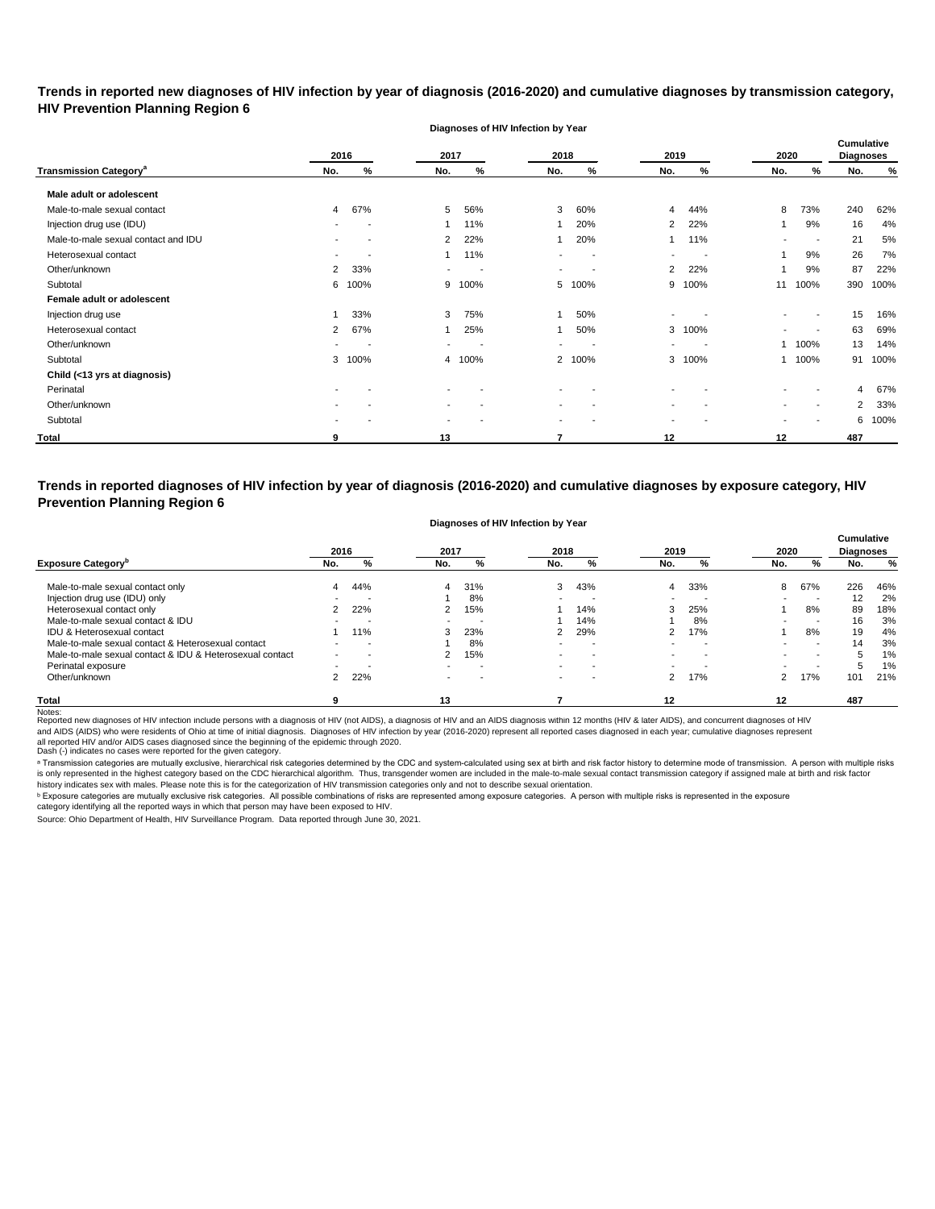## Trends in reported new diagnoses of HIV infection by year of diagnosis (2016-2020) and cumulative diagnoses by transmission category, HIV Prevention Planning Region 6

| | Diagnoses of HIV Infection by Year | | | | | | | | | | Cumulative Diagnoses | |
|---|---|---|---|---|---|---|---|---|---|---|---|---|
| | 2016 | | 2017 | | 2018 | | 2019 | | 2020 | | | |
| **Transmission Category[a]** | **No.** | **%** | **No.** | **%** | **No.** | **%** | **No.** | **%** | **No.** | **%** | **No.** | **%** |
| **Male adult or adolescent** | | | | | | | | | | | | |
| Male-to-male sexual contact | 4 | 67% | 5 | 56% | 3 | 60% | 4 | 44% | 8 | 73% | 240 | 62% |
| Injection drug use (IDU) | - | - | 1 | 11% | 1 | 20% | 2 | 22% | 1 | 9% | 16 | 4% |
| Male-to-male sexual contact and IDU | - | - | 2 | 22% | 1 | 20% | 1 | 11% | - | - | 21 | 5% |
| Heterosexual contact | - | - | 1 | 11% | - | - | - | - | 1 | 9% | 26 | 7% |
| Other/unknown | 2 | 33% | - | - | - | - | 2 | 22% | 1 | 9% | 87 | 22% |
| Subtotal | 6 | 100% | 9 | 100% | 5 | 100% | 9 | 100% | 11 | 100% | 390 | 100% |
| **Female adult or adolescent** | | | | | | | | | | | | |
| Injection drug use | 1 | 33% | 3 | 75% | 1 | 50% | - | - | - | - | 15 | 16% |
| Heterosexual contact | 2 | 67% | 1 | 25% | 1 | 50% | 3 | 100% | - | - | 63 | 69% |
| Other/unknown | - | - | - | - | - | - | - | - | 1 | 100% | 13 | 14% |
| Subtotal | 3 | 100% | 4 | 100% | 2 | 100% | 3 | 100% | 1 | 100% | 91 | 100% |
| **Child (<13 yrs at diagnosis)** | | | | | | | | | | | | |
| Perinatal | - | - | - | - | - | - | - | - | - | - | 4 | 67% |
| Other/unknown | - | - | - | - | - | - | - | - | - | - | 2 | 33% |
| Subtotal | - | - | - | - | - | - | - | - | - | - | 6 | 100% |
| **Total** | **9** | | **13** | | **7** | | **12** | | **12** | | **487** | |

## Trends in reported diagnoses of HIV infection by year of diagnosis (2016-2020) and cumulative diagnoses by exposure category, HIV Prevention Planning Region 6

| | Diagnoses of HIV Infection by Year | | | | | | | | | | Cumulative Diagnoses | |
|---|---|---|---|---|---|---|---|---|---|---|---|---|
| | 2016 | | 2017 | | 2018 | | 2019 | | 2020 | | | |
| **Exposure Category[b]** | **No.** | **%** | **No.** | **%** | **No.** | **%** | **No.** | **%** | **No.** | **%** | **No.** | **%** |
| Male-to-male sexual contact only | 4 | 44% | 4 | 31% | 3 | 43% | 4 | 33% | 8 | 67% | 226 | 46% |
| Injection drug use (IDU) only | - | - | 1 | 8% | - | - | - | - | - | - | 12 | 2% |
| Heterosexual contact only | 2 | 22% | 2 | 15% | 1 | 14% | 3 | 25% | 1 | 8% | 89 | 18% |
| Male-to-male sexual contact & IDU | - | - | - | - | 1 | 14% | 1 | 8% | - | - | 16 | 3% |
| IDU & Heterosexual contact | 1 | 11% | 3 | 23% | 2 | 29% | 2 | 17% | 1 | 8% | 19 | 4% |
| Male-to-male sexual contact & Heterosexual contact | - | - | 1 | 8% | - | - | - | - | - | - | 14 | 3% |
| Male-to-male sexual contact & IDU & Heterosexual contact | - | - | 2 | 15% | - | - | - | - | - | - | 5 | 1% |
| Perinatal exposure | - | - | - | - | - | - | - | - | - | - | 5 | 1% |
| Other/unknown | 2 | 22% | - | - | - | - | 2 | 17% | 2 | 17% | 101 | 21% |
| **Total** | **9** | | **13** | | **7** | | **12** | | **12** | | **487** | |

Notes:
Reported new diagnoses of HIV infection include persons with a diagnosis of HIV (not AIDS), a diagnosis of HIV and an AIDS diagnosis within 12 months (HIV & later AIDS), and concurrent diagnoses of HIV and AIDS (AIDS) who were residents of Ohio at time of initial diagnosis. Diagnoses of HIV infection by year (2016-2020) represent all reported cases diagnosed in each year; cumulative diagnoses represent all reported HIV and/or AIDS cases diagnosed since the beginning of the epidemic through 2020.
Dash (-) indicates no cases were reported for the given category.

[a] Transmission categories are mutually exclusive, hierarchical risk categories determined by the CDC and system-calculated using sex at birth and risk factor history to determine mode of transmission. A person with multiple risks is only represented in the highest category based on the CDC hierarchical algorithm. Thus, transgender women are included in the male-to-male sexual contact transmission category if assigned male at birth and risk factor history indicates sex with males. Please note this is for the categorization of HIV transmission categories only and not to describe sexual orientation.

[b] Exposure categories are mutually exclusive risk categories. All possible combinations of risks are represented among exposure categories. A person with multiple risks is represented in the exposure category identifying all the reported ways in which that person may have been exposed to HIV.

Source: Ohio Department of Health, HIV Surveillance Program. Data reported through June 30, 2021.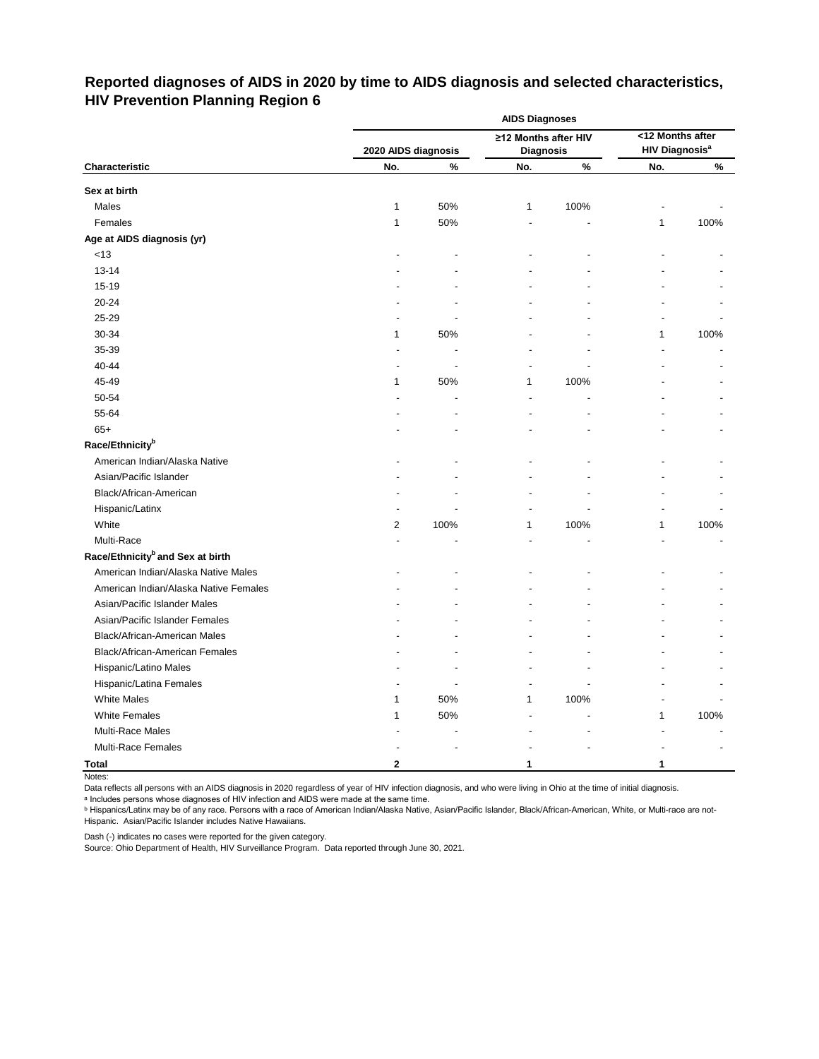## Reported diagnoses of AIDS in 2020 by time to AIDS diagnosis and selected characteristics, HIV Prevention Planning Region 6

| | AIDS Diagnoses | | | | | |
|---|---|---|---|---|---|---|
| | 2020 AIDS diagnosis | | ≥12 Months after HIV Diagnosis | | <12 Months after HIV Diagnosis[a] | |
| Characteristic | No. | % | No. | % | No. | % |
| **Sex at birth** | | | | | | |
| Males | 1 | 50% | 1 | 100% | - | - |
| Females | 1 | 50% | - | - | 1 | 100% |
| **Age at AIDS diagnosis (yr)** | | | | | | |
| <13 | - | - | - | - | - | - |
| 13-14 | - | - | - | - | - | - |
| 15-19 | - | - | - | - | - | - |
| 20-24 | - | - | - | - | - | - |
| 25-29 | - | - | - | - | - | - |
| 30-34 | 1 | 50% | - | - | 1 | 100% |
| 35-39 | - | - | - | - | - | - |
| 40-44 | - | - | - | - | - | - |
| 45-49 | 1 | 50% | 1 | 100% | - | - |
| 50-54 | - | - | - | - | - | - |
| 55-64 | - | - | - | - | - | - |
| 65+ | - | - | - | - | - | - |
| **Race/Ethnicity[b]** | | | | | | |
| American Indian/Alaska Native | - | - | - | - | - | - |
| Asian/Pacific Islander | - | - | - | - | - | - |
| Black/African-American | - | - | - | - | - | - |
| Hispanic/Latinx | - | - | - | - | - | - |
| White | 2 | 100% | 1 | 100% | 1 | 100% |
| Multi-Race | - | - | - | - | - | - |
| **Race/Ethnicity[b] and Sex at birth** | | | | | | |
| American Indian/Alaska Native Males | - | - | - | - | - | - |
| American Indian/Alaska Native Females | - | - | - | - | - | - |
| Asian/Pacific Islander Males | - | - | - | - | - | - |
| Asian/Pacific Islander Females | - | - | - | - | - | - |
| Black/African-American Males | - | - | - | - | - | - |
| Black/African-American Females | - | - | - | - | - | - |
| Hispanic/Latino Males | - | - | - | - | - | - |
| Hispanic/Latina Females | - | - | - | - | - | - |
| White Males | 1 | 50% | 1 | 100% | - | - |
| White Females | 1 | 50% | - | - | 1 | 100% |
| Multi-Race Males | - | - | - | - | - | - |
| Multi-Race Females | - | - | - | - | - | - |
| **Total** | **2** | | **1** | | **1** | |

Notes:

Data reflects all persons with an AIDS diagnosis in 2020 regardless of year of HIV infection diagnosis, and who were living in Ohio at the time of initial diagnosis.

[a] Includes persons whose diagnoses of HIV infection and AIDS were made at the same time.

[b] Hispanics/Latinx may be of any race. Persons with a race of American Indian/Alaska Native, Asian/Pacific Islander, Black/African-American, White, or Multi-race are not-Hispanic. Asian/Pacific Islander includes Native Hawaiians.

Dash (-) indicates no cases were reported for the given category.

Source: Ohio Department of Health, HIV Surveillance Program. Data reported through June 30, 2021.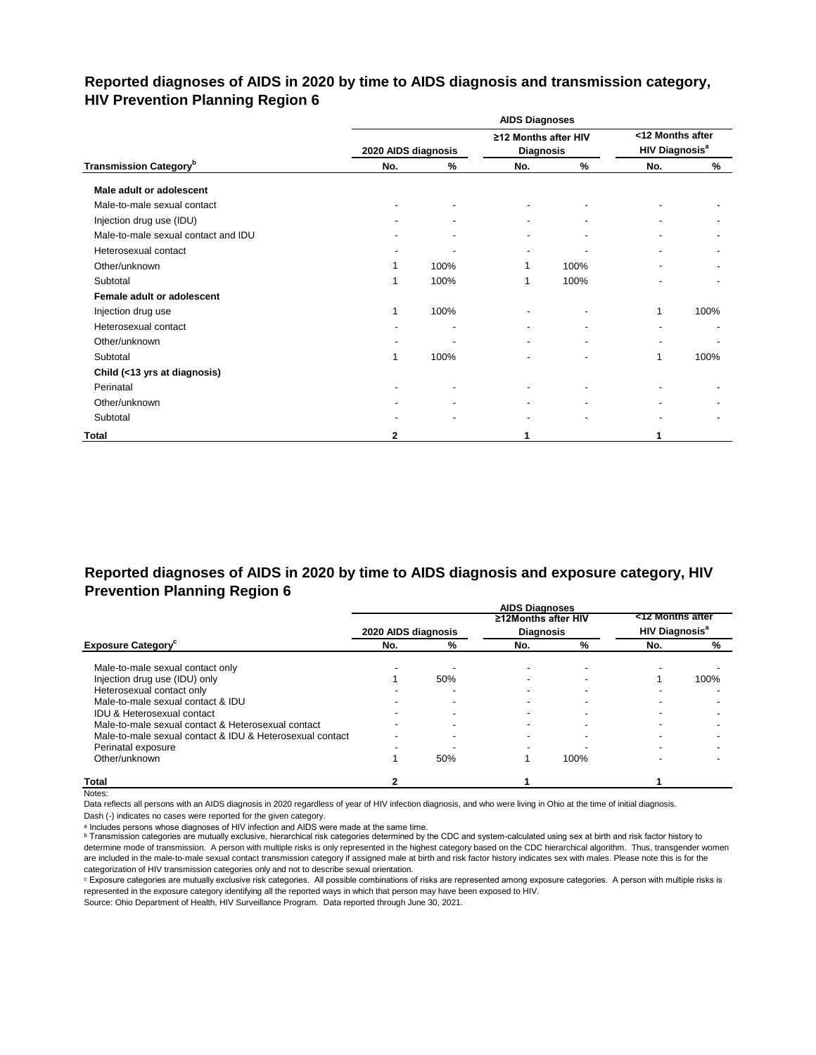## Reported diagnoses of AIDS in 2020 by time to AIDS diagnosis and transmission category, HIV Prevention Planning Region 6

| | AIDS Diagnoses | | | | | |
|---|---|---|---|---|---|---|
| | 2020 AIDS diagnosis | | ≥12 Months after HIV Diagnosis | | <12 Months after HIV Diagnosis[a] | |
| Transmission Category[b] | No. | % | No. | % | No. | % |
| **Male adult or adolescent** | | | | | | |
| Male-to-male sexual contact | - | - | - | - | - | - |
| Injection drug use (IDU) | - | - | - | - | - | - |
| Male-to-male sexual contact and IDU | - | - | - | - | - | - |
| Heterosexual contact | - | - | - | - | - | - |
| Other/unknown | 1 | 100% | 1 | 100% | - | - |
| Subtotal | 1 | 100% | 1 | 100% | - | - |
| **Female adult or adolescent** | | | | | | |
| Injection drug use | 1 | 100% | - | - | 1 | 100% |
| Heterosexual contact | - | - | - | - | - | - |
| Other/unknown | - | - | - | - | - | - |
| Subtotal | 1 | 100% | - | - | 1 | 100% |
| **Child (<13 yrs at diagnosis)** | | | | | | |
| Perinatal | - | - | - | - | - | - |
| Other/unknown | - | - | - | - | - | - |
| Subtotal | - | - | - | - | - | - |
| **Total** | 2 | | 1 | | 1 | |

## Reported diagnoses of AIDS in 2020 by time to AIDS diagnosis and exposure category, HIV Prevention Planning Region 6

| | AIDS Diagnoses | | | | | |
|---|---|---|---|---|---|---|
| | 2020 AIDS diagnosis | | ≥12Months after HIV Diagnosis | | <12 Months after HIV Diagnosis[a] | |
| Exposure Category[c] | No. | % | No. | % | No. | % |
| Male-to-male sexual contact only | - | - | - | - | - | - |
| Injection drug use (IDU) only | 1 | 50% | - | - | 1 | 100% |
| Heterosexual contact only | - | - | - | - | - | - |
| Male-to-male sexual contact & IDU | - | - | - | - | - | - |
| IDU & Heterosexual contact | - | - | - | - | - | - |
| Male-to-male sexual contact & Heterosexual contact | - | - | - | - | - | - |
| Male-to-male sexual contact & IDU & Heterosexual contact | - | - | - | - | - | - |
| Perinatal exposure | - | - | - | - | - | - |
| Other/unknown | 1 | 50% | 1 | 100% | - | - |
| **Total** | 2 | | 1 | | 1 | |

Notes:

Data reflects all persons with an AIDS diagnosis in 2020 regardless of year of HIV infection diagnosis, and who were living in Ohio at the time of initial diagnosis.

Dash (-) indicates no cases were reported for the given category.

[a] Includes persons whose diagnoses of HIV infection and AIDS were made at the same time.

[b] Transmission categories are mutually exclusive, hierarchical risk categories determined by the CDC and system-calculated using sex at birth and risk factor history to determine mode of transmission. A person with multiple risks is only represented in the highest category based on the CDC hierarchical algorithm. Thus, transgender women are included in the male-to-male sexual contact transmission category if assigned male at birth and risk factor history indicates sex with males. Please note this is for the categorization of HIV transmission categories only and not to describe sexual orientation.

[c] Exposure categories are mutually exclusive risk categories. All possible combinations of risks are represented among exposure categories. A person with multiple risks is represented in the exposure category identifying all the reported ways in which that person may have been exposed to HIV.

Source: Ohio Department of Health, HIV Surveillance Program. Data reported through June 30, 2021.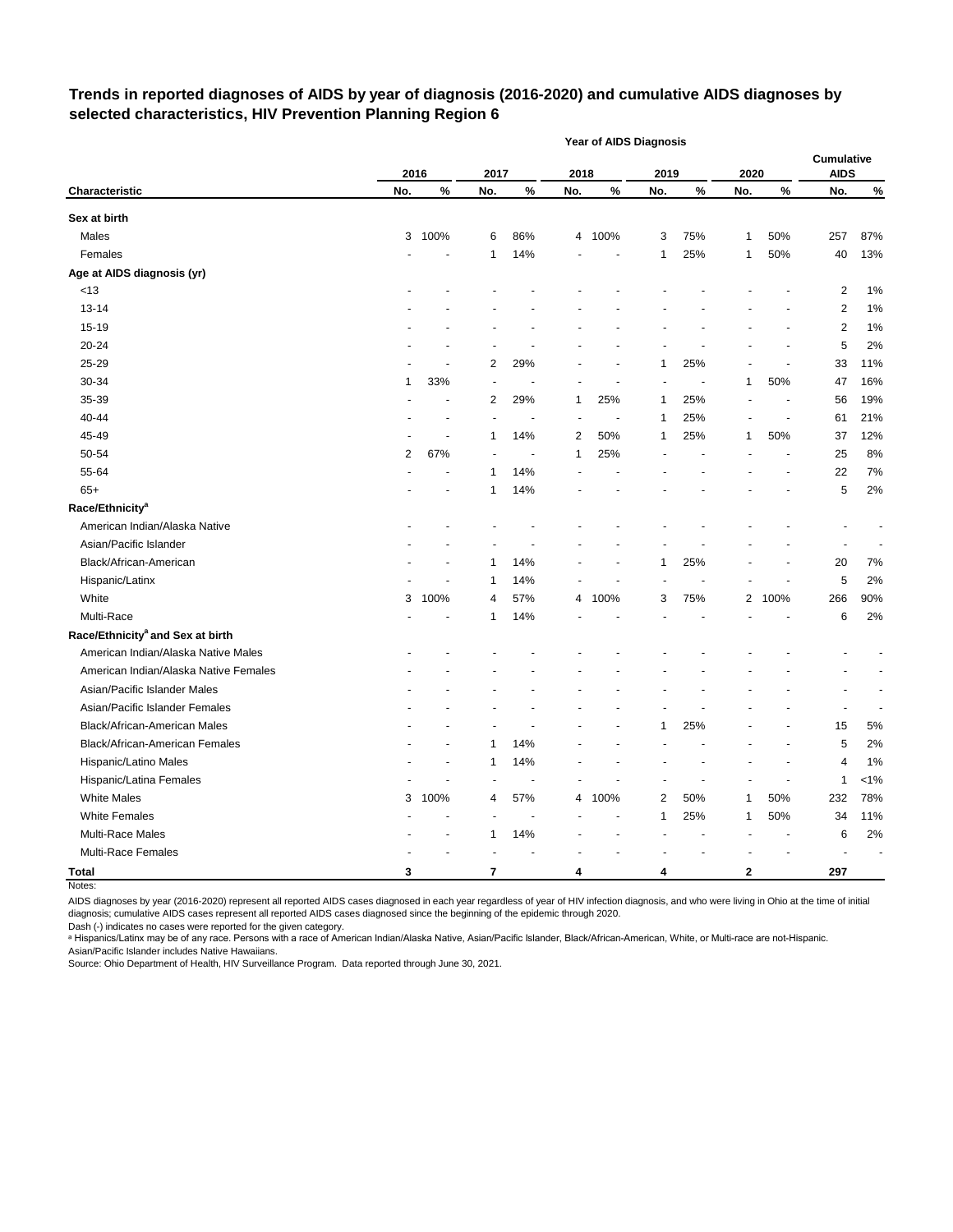## Trends in reported diagnoses of AIDS by year of diagnosis (2016-2020) and cumulative AIDS diagnoses by selected characteristics, HIV Prevention Planning Region 6

| | Year of AIDS Diagnosis | | | | | | | | | | | |
|---|---|---|---|---|---|---|---|---|---|---|---|---|
| | 2016 | | 2017 | | 2018 | | 2019 | | 2020 | | Cumulative AIDS | |
| Characteristic | No. | % | No. | % | No. | % | No. | % | No. | % | No. | % |
| **Sex at birth** | | | | | | | | | | | | |
| Males | 3 | 100% | 6 | 86% | 4 | 100% | 3 | 75% | 1 | 50% | 257 | 87% |
| Females | - | - | 1 | 14% | - | - | 1 | 25% | 1 | 50% | 40 | 13% |
| **Age at AIDS diagnosis (yr)** | | | | | | | | | | | | |
| <13 | - | - | - | - | - | - | - | - | - | - | 2 | 1% |
| 13-14 | - | - | - | - | - | - | - | - | - | - | 2 | 1% |
| 15-19 | - | - | - | - | - | - | - | - | - | - | 2 | 1% |
| 20-24 | - | - | - | - | - | - | - | - | - | - | 5 | 2% |
| 25-29 | - | - | 2 | 29% | - | - | 1 | 25% | - | - | 33 | 11% |
| 30-34 | 1 | 33% | - | - | - | - | - | - | 1 | 50% | 47 | 16% |
| 35-39 | - | - | 2 | 29% | 1 | 25% | 1 | 25% | - | - | 56 | 19% |
| 40-44 | - | - | - | - | - | - | 1 | 25% | - | - | 61 | 21% |
| 45-49 | - | - | 1 | 14% | 2 | 50% | 1 | 25% | 1 | 50% | 37 | 12% |
| 50-54 | 2 | 67% | - | - | 1 | 25% | - | - | - | - | 25 | 8% |
| 55-64 | - | - | 1 | 14% | - | - | - | - | - | - | 22 | 7% |
| 65+ | - | - | 1 | 14% | - | - | - | - | - | - | 5 | 2% |
| **Race/Ethnicity[a]** | | | | | | | | | | | | |
| American Indian/Alaska Native | - | - | - | - | - | - | - | - | - | - | - | - |
| Asian/Pacific Islander | - | - | - | - | - | - | - | - | - | - | - | - |
| Black/African-American | - | - | 1 | 14% | - | - | 1 | 25% | - | - | 20 | 7% |
| Hispanic/Latinx | - | - | 1 | 14% | - | - | - | - | - | - | 5 | 2% |
| White | 3 | 100% | 4 | 57% | 4 | 100% | 3 | 75% | 2 | 100% | 266 | 90% |
| Multi-Race | - | - | 1 | 14% | - | - | - | - | - | - | 6 | 2% |
| **Race/Ethnicity[a] and Sex at birth** | | | | | | | | | | | | |
| American Indian/Alaska Native Males | - | - | - | - | - | - | - | - | - | - | - | - |
| American Indian/Alaska Native Females | - | - | - | - | - | - | - | - | - | - | - | - |
| Asian/Pacific Islander Males | - | - | - | - | - | - | - | - | - | - | - | - |
| Asian/Pacific Islander Females | - | - | - | - | - | - | - | - | - | - | - | - |
| Black/African-American Males | - | - | - | - | - | - | 1 | 25% | - | - | 15 | 5% |
| Black/African-American Females | - | - | 1 | 14% | - | - | - | - | - | - | 5 | 2% |
| Hispanic/Latino Males | - | - | 1 | 14% | - | - | - | - | - | - | 4 | 1% |
| Hispanic/Latina Females | - | - | - | - | - | - | - | - | - | - | 1 | <1% |
| White Males | 3 | 100% | 4 | 57% | 4 | 100% | 2 | 50% | 1 | 50% | 232 | 78% |
| White Females | - | - | - | - | - | - | 1 | 25% | 1 | 50% | 34 | 11% |
| Multi-Race Males | - | - | 1 | 14% | - | - | - | - | - | - | 6 | 2% |
| Multi-Race Females | - | - | - | - | - | - | - | - | - | - | - | - |
| **Total** | **3** | | **7** | | **4** | | **4** | | **2** | | **297** | |

Notes:

AIDS diagnoses by year (2016-2020) represent all reported AIDS cases diagnosed in each year regardless of year of HIV infection diagnosis, and who were living in Ohio at the time of initial diagnosis; cumulative AIDS cases represent all reported AIDS cases diagnosed since the beginning of the epidemic through 2020.

Dash (-) indicates no cases were reported for the given category.

[a] Hispanics/Latinx may be of any race. Persons with a race of American Indian/Alaska Native, Asian/Pacific Islander, Black/African-American, White, or Multi-race are not-Hispanic.
Asian/Pacific Islander includes Native Hawaiians.

Source: Ohio Department of Health, HIV Surveillance Program. Data reported through June 30, 2021.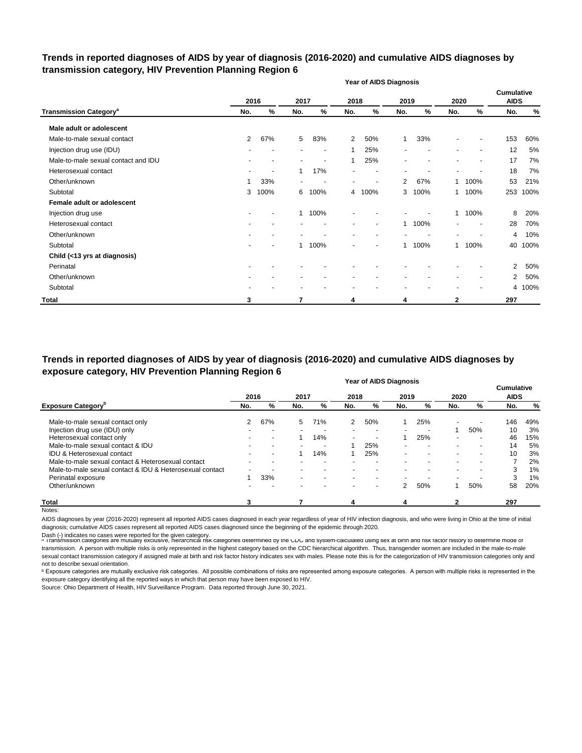## Trends in reported diagnoses of AIDS by year of diagnosis (2016-2020) and cumulative AIDS diagnoses by transmission category, HIV Prevention Planning Region 6

| | Year of AIDS Diagnosis | | | | | | | | | | Cumulative AIDS | |
|---|---|---|---|---|---|---|---|---|---|---|---|---|
| | 2016 | | 2017 | | 2018 | | 2019 | | 2020 | | | |
| Transmission Category[a] | No. | % | No. | % | No. | % | No. | % | No. | % | No. | % |
| **Male adult or adolescent** | | | | | | | | | | | | |
| Male-to-male sexual contact | 2 | 67% | 5 | 83% | 2 | 50% | 1 | 33% | - | - | 153 | 60% |
| Injection drug use (IDU) | - | - | - | - | 1 | 25% | - | - | - | - | 12 | 5% |
| Male-to-male sexual contact and IDU | - | - | - | - | 1 | 25% | - | - | - | - | 17 | 7% |
| Heterosexual contact | - | - | 1 | 17% | - | - | - | - | - | - | 18 | 7% |
| Other/unknown | 1 | 33% | - | - | - | - | 2 | 67% | 1 | 100% | 53 | 21% |
| Subtotal | 3 | 100% | 6 | 100% | 4 | 100% | 3 | 100% | 1 | 100% | 253 | 100% |
| **Female adult or adolescent** | | | | | | | | | | | | |
| Injection drug use | - | - | 1 | 100% | - | - | - | - | 1 | 100% | 8 | 20% |
| Heterosexual contact | - | - | - | - | - | - | 1 | 100% | - | - | 28 | 70% |
| Other/unknown | - | - | - | - | - | - | - | - | - | - | 4 | 10% |
| Subtotal | - | - | 1 | 100% | - | - | 1 | 100% | 1 | 100% | 40 | 100% |
| **Child (<13 yrs at diagnosis)** | | | | | | | | | | | | |
| Perinatal | - | - | - | - | - | - | - | - | - | - | 2 | 50% |
| Other/unknown | - | - | - | - | - | - | - | - | - | - | 2 | 50% |
| Subtotal | - | - | - | - | - | - | - | - | - | - | 4 | 100% |
| **Total** | **3** | | **7** | | **4** | | **4** | | **2** | | **297** | |

## Trends in reported diagnoses of AIDS by year of diagnosis (2016-2020) and cumulative AIDS diagnoses by exposure category, HIV Prevention Planning Region 6

| | Year of AIDS Diagnosis | | | | | | | | | | Cumulative AIDS | |
|---|---|---|---|---|---|---|---|---|---|---|---|---|
| | 2016 | | 2017 | | 2018 | | 2019 | | 2020 | | | |
| Exposure Category[b] | No. | % | No. | % | No. | % | No. | % | No. | % | No. | % |
| Male-to-male sexual contact only | 2 | 67% | 5 | 71% | 2 | 50% | 1 | 25% | - | - | 146 | 49% |
| Injection drug use (IDU) only | - | - | - | - | - | - | - | - | 1 | 50% | 10 | 3% |
| Heterosexual contact only | - | - | 1 | 14% | - | - | 1 | 25% | - | - | 46 | 15% |
| Male-to-male sexual contact & IDU | - | - | - | - | 1 | 25% | - | - | - | - | 14 | 5% |
| IDU & Heterosexual contact | - | - | 1 | 14% | 1 | 25% | - | - | - | - | 10 | 3% |
| Male-to-male sexual contact & Heterosexual contact | - | - | - | - | - | - | - | - | - | - | 7 | 2% |
| Male-to-male sexual contact & IDU & Heterosexual contact | - | - | - | - | - | - | - | - | - | - | 3 | 1% |
| Perinatal exposure | 1 | 33% | - | - | - | - | - | - | - | - | 3 | 1% |
| Other/unknown | - | - | - | - | - | - | 2 | 50% | 1 | 50% | 58 | 20% |
| **Total** | **3** | | **7** | | **4** | | **4** | | **2** | | **297** | |

Notes:

AIDS diagnoses by year (2016-2020) represent all reported AIDS cases diagnosed in each year regardless of year of HIV infection diagnosis, and who were living in Ohio at the time of initial diagnosis; cumulative AIDS cases represent all reported AIDS cases diagnosed since the beginning of the epidemic through 2020.

Dash (-) indicates no cases were reported for the given category.

[a] Transmission categories are mutually exclusive, hierarchical risk categories determined by the CDC and system-calculated using sex at birth and risk factor history to determine mode of transmission. A person with multiple risks is only represented in the highest category based on the CDC hierarchical algorithm. Thus, transgender women are included in the male-to-male sexual contact transmission category if assigned male at birth and risk factor history indicates sex with males. Please note this is for the categorization of HIV transmission categories only and not to describe sexual orientation.

[b] Exposure categories are mutually exclusive risk categories. All possible combinations of risks are represented among exposure categories. A person with multiple risks is represented in the exposure category identifying all the reported ways in which that person may have been exposed to HIV.

Source: Ohio Department of Health, HIV Surveillance Program. Data reported through June 30, 2021.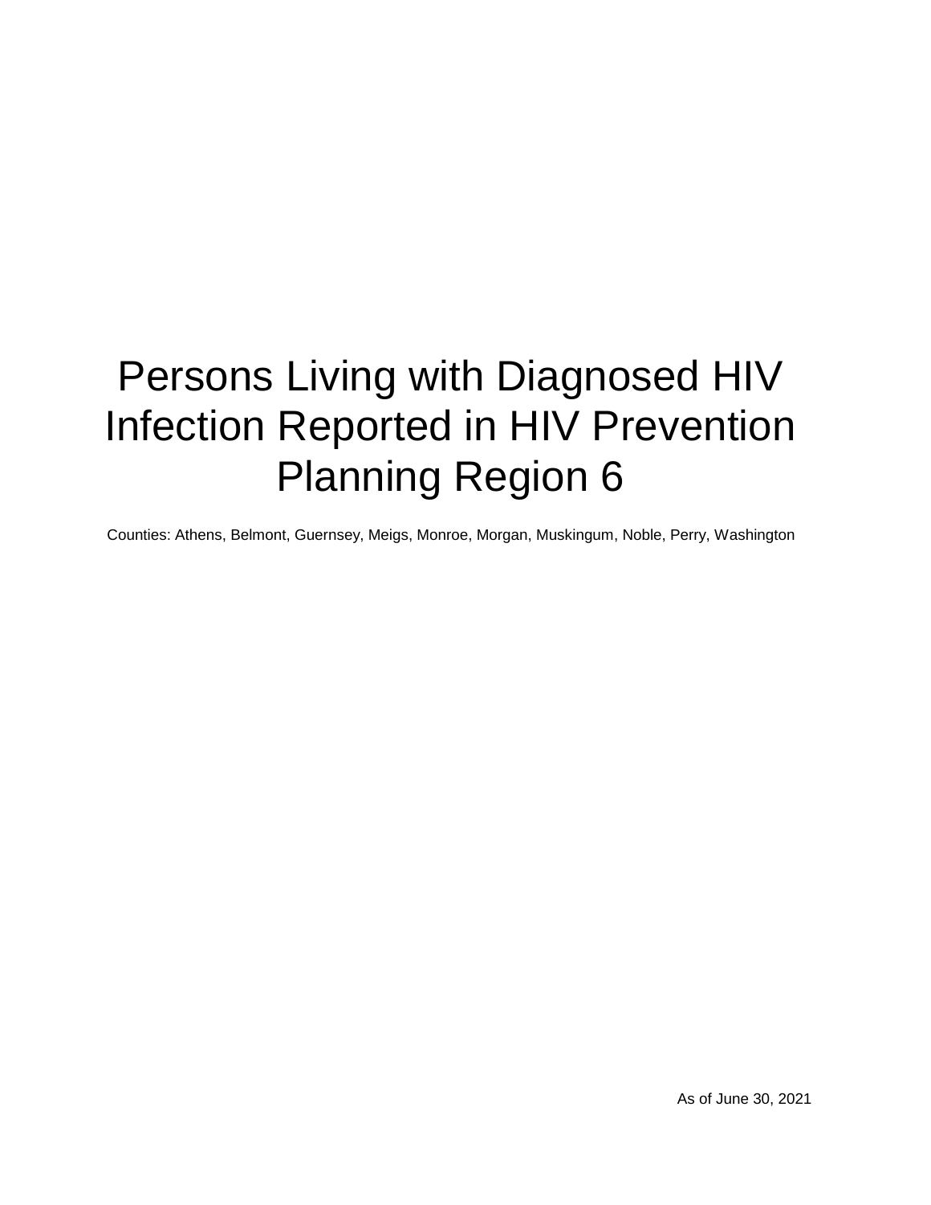# Persons Living with Diagnosed HIV Infection Reported in HIV Prevention Planning Region 6

Counties: Athens, Belmont, Guernsey, Meigs, Monroe, Morgan, Muskingum, Noble, Perry, Washington

As of June 30, 2021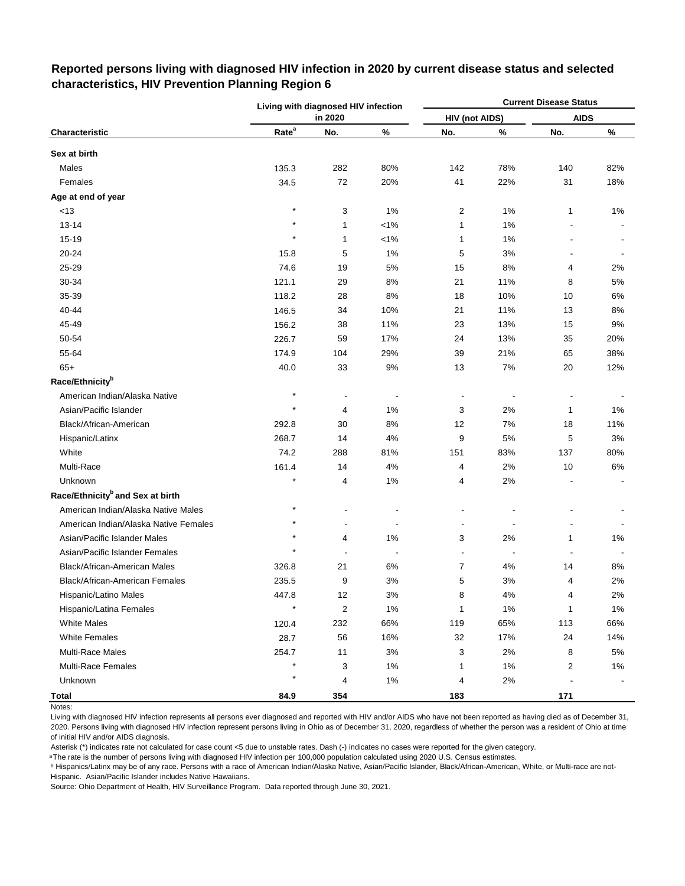## Reported persons living with diagnosed HIV infection in 2020 by current disease status and selected characteristics, HIV Prevention Planning Region 6

| Characteristic | Living with diagnosed HIV infection in 2020 | | | Current Disease Status | | | |
|---|---|---|---|---|---|---|---|
| | | | | HIV (not AIDS) | | AIDS | |
| | Rate[a] | No. | % | No. | % | No. | % |
| **Sex at birth** | | | | | | | |
| Males | 135.3 | 282 | 80% | 142 | 78% | 140 | 82% |
| Females | 34.5 | 72 | 20% | 41 | 22% | 31 | 18% |
| **Age at end of year** | | | | | | | |
| <13 | * | 3 | 1% | 2 | 1% | 1 | 1% |
| 13-14 | * | 1 | <1% | 1 | 1% | - | - |
| 15-19 | * | 1 | <1% | 1 | 1% | - | - |
| 20-24 | 15.8 | 5 | 1% | 5 | 3% | - | - |
| 25-29 | 74.6 | 19 | 5% | 15 | 8% | 4 | 2% |
| 30-34 | 121.1 | 29 | 8% | 21 | 11% | 8 | 5% |
| 35-39 | 118.2 | 28 | 8% | 18 | 10% | 10 | 6% |
| 40-44 | 146.5 | 34 | 10% | 21 | 11% | 13 | 8% |
| 45-49 | 156.2 | 38 | 11% | 23 | 13% | 15 | 9% |
| 50-54 | 226.7 | 59 | 17% | 24 | 13% | 35 | 20% |
| 55-64 | 174.9 | 104 | 29% | 39 | 21% | 65 | 38% |
| 65+ | 40.0 | 33 | 9% | 13 | 7% | 20 | 12% |
| **Race/Ethnicity[b]** | | | | | | | |
| American Indian/Alaska Native | * | - | - | - | - | - | - |
| Asian/Pacific Islander | * | 4 | 1% | 3 | 2% | 1 | 1% |
| Black/African-American | 292.8 | 30 | 8% | 12 | 7% | 18 | 11% |
| Hispanic/Latinx | 268.7 | 14 | 4% | 9 | 5% | 5 | 3% |
| White | 74.2 | 288 | 81% | 151 | 83% | 137 | 80% |
| Multi-Race | 161.4 | 14 | 4% | 4 | 2% | 10 | 6% |
| Unknown | * | 4 | 1% | 4 | 2% | - | - |
| **Race/Ethnicity[b] and Sex at birth** | | | | | | | |
| American Indian/Alaska Native Males | * | - | - | - | - | - | - |
| American Indian/Alaska Native Females | * | - | - | - | - | - | - |
| Asian/Pacific Islander Males | * | 4 | 1% | 3 | 2% | 1 | 1% |
| Asian/Pacific Islander Females | * | - | - | - | - | - | - |
| Black/African-American Males | 326.8 | 21 | 6% | 7 | 4% | 14 | 8% |
| Black/African-American Females | 235.5 | 9 | 3% | 5 | 3% | 4 | 2% |
| Hispanic/Latino Males | 447.8 | 12 | 3% | 8 | 4% | 4 | 2% |
| Hispanic/Latina Females | * | 2 | 1% | 1 | 1% | 1 | 1% |
| White Males | 120.4 | 232 | 66% | 119 | 65% | 113 | 66% |
| White Females | 28.7 | 56 | 16% | 32 | 17% | 24 | 14% |
| Multi-Race Males | 254.7 | 11 | 3% | 3 | 2% | 8 | 5% |
| Multi-Race Females | * | 3 | 1% | 1 | 1% | 2 | 1% |
| Unknown | * | 4 | 1% | 4 | 2% | - | - |
| **Total** | **84.9** | **354** | | **183** | | **171** | |

Notes:

Living with diagnosed HIV infection represents all persons ever diagnosed and reported with HIV and/or AIDS who have not been reported as having died as of December 31, 2020. Persons living with diagnosed HIV infection represent persons living in Ohio as of December 31, 2020, regardless of whether the person was a resident of Ohio at time of initial HIV and/or AIDS diagnosis.

Asterisk (*) indicates rate not calculated for case count <5 due to unstable rates. Dash (-) indicates no cases were reported for the given category.

[a] The rate is the number of persons living with diagnosed HIV infection per 100,000 population calculated using 2020 U.S. Census estimates.

[b] Hispanics/Latinx may be of any race. Persons with a race of American Indian/Alaska Native, Asian/Pacific Islander, Black/African-American, White, or Multi-race are not-Hispanic. Asian/Pacific Islander includes Native Hawaiians.

Source: Ohio Department of Health, HIV Surveillance Program. Data reported through June 30, 2021.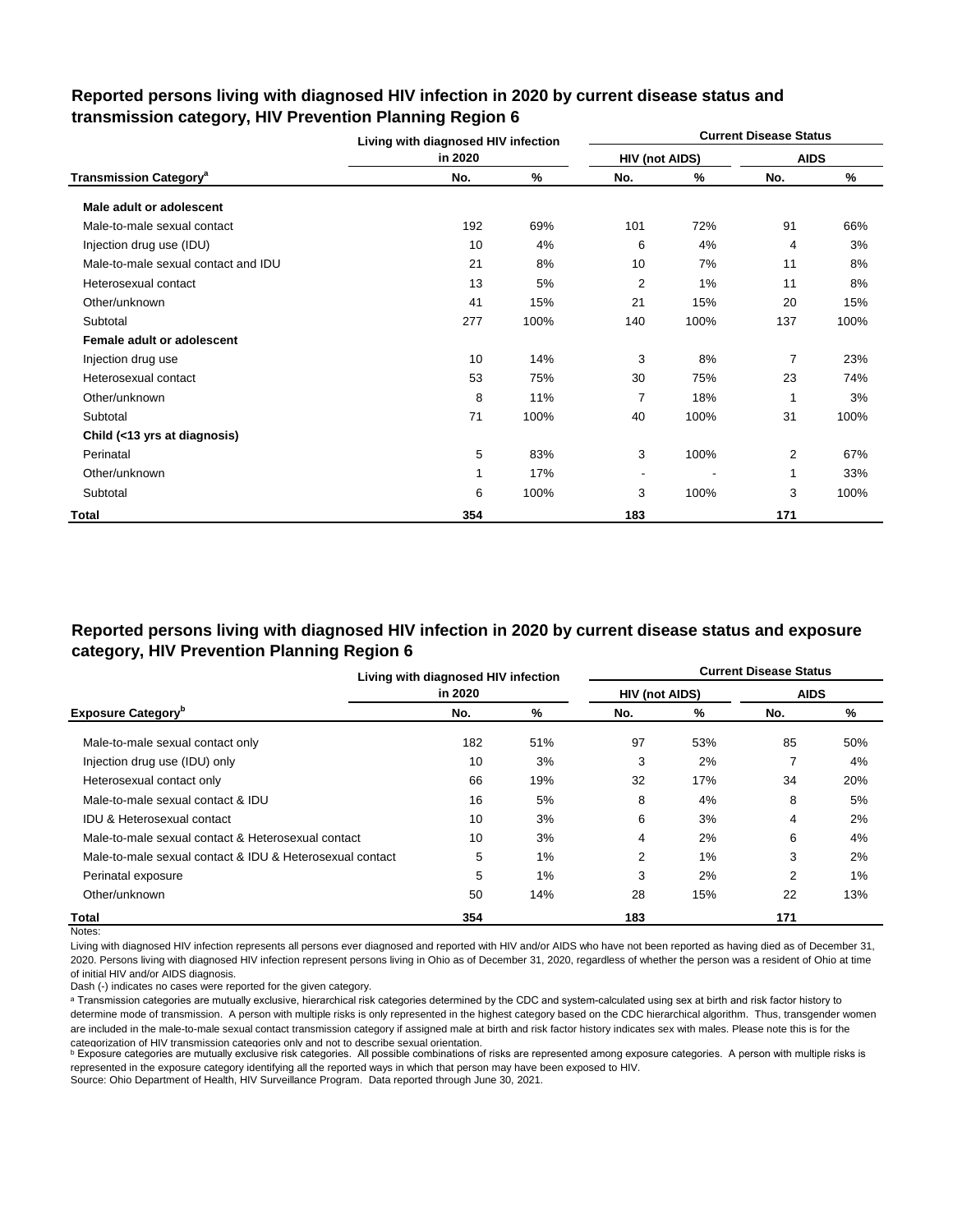## Reported persons living with diagnosed HIV infection in 2020 by current disease status and transmission category, HIV Prevention Planning Region 6

| Transmission Category[a] | Living with diagnosed HIV infection in 2020 | | Current Disease Status | | | |
|---|---|---|---|---|---|---|
| | | | HIV (not AIDS) | | AIDS | |
| | No. | % | No. | % | No. | % |
| **Male adult or adolescent** | | | | | | |
| Male-to-male sexual contact | 192 | 69% | 101 | 72% | 91 | 66% |
| Injection drug use (IDU) | 10 | 4% | 6 | 4% | 4 | 3% |
| Male-to-male sexual contact and IDU | 21 | 8% | 10 | 7% | 11 | 8% |
| Heterosexual contact | 13 | 5% | 2 | 1% | 11 | 8% |
| Other/unknown | 41 | 15% | 21 | 15% | 20 | 15% |
| Subtotal | 277 | 100% | 140 | 100% | 137 | 100% |
| **Female adult or adolescent** | | | | | | |
| Injection drug use | 10 | 14% | 3 | 8% | 7 | 23% |
| Heterosexual contact | 53 | 75% | 30 | 75% | 23 | 74% |
| Other/unknown | 8 | 11% | 7 | 18% | 1 | 3% |
| Subtotal | 71 | 100% | 40 | 100% | 31 | 100% |
| **Child (<13 yrs at diagnosis)** | | | | | | |
| Perinatal | 5 | 83% | 3 | 100% | 2 | 67% |
| Other/unknown | 1 | 17% | - | - | 1 | 33% |
| Subtotal | 6 | 100% | 3 | 100% | 3 | 100% |
| **Total** | **354** | | **183** | | **171** | |

## Reported persons living with diagnosed HIV infection in 2020 by current disease status and exposure category, HIV Prevention Planning Region 6

| Exposure Category[b] | Living with diagnosed HIV infection in 2020 | | Current Disease Status | | | |
|---|---|---|---|---|---|---|
| | | | HIV (not AIDS) | | AIDS | |
| | No. | % | No. | % | No. | % |
| Male-to-male sexual contact only | 182 | 51% | 97 | 53% | 85 | 50% |
| Injection drug use (IDU) only | 10 | 3% | 3 | 2% | 7 | 4% |
| Heterosexual contact only | 66 | 19% | 32 | 17% | 34 | 20% |
| Male-to-male sexual contact & IDU | 16 | 5% | 8 | 4% | 8 | 5% |
| IDU & Heterosexual contact | 10 | 3% | 6 | 3% | 4 | 2% |
| Male-to-male sexual contact & Heterosexual contact | 10 | 3% | 4 | 2% | 6 | 4% |
| Male-to-male sexual contact & IDU & Heterosexual contact | 5 | 1% | 2 | 1% | 3 | 2% |
| Perinatal exposure | 5 | 1% | 3 | 2% | 2 | 1% |
| Other/unknown | 50 | 14% | 28 | 15% | 22 | 13% |
| **Total** | **354** | | **183** | | **171** | |

Notes:

Living with diagnosed HIV infection represents all persons ever diagnosed and reported with HIV and/or AIDS who have not been reported as having died as of December 31, 2020. Persons living with diagnosed HIV infection represent persons living in Ohio as of December 31, 2020, regardless of whether the person was a resident of Ohio at time of initial HIV and/or AIDS diagnosis.

Dash (-) indicates no cases were reported for the given category.

[a] Transmission categories are mutually exclusive, hierarchical risk categories determined by the CDC and system-calculated using sex at birth and risk factor history to determine mode of transmission. A person with multiple risks is only represented in the highest category based on the CDC hierarchical algorithm. Thus, transgender women are included in the male-to-male sexual contact transmission category if assigned male at birth and risk factor history indicates sex with males. Please note this is for the categorization of HIV transmission categories only and not to describe sexual orientation.

[b] Exposure categories are mutually exclusive risk categories. All possible combinations of risks are represented among exposure categories. A person with multiple risks is represented in the exposure category identifying all the reported ways in which that person may have been exposed to HIV.

Source: Ohio Department of Health, HIV Surveillance Program. Data reported through June 30, 2021.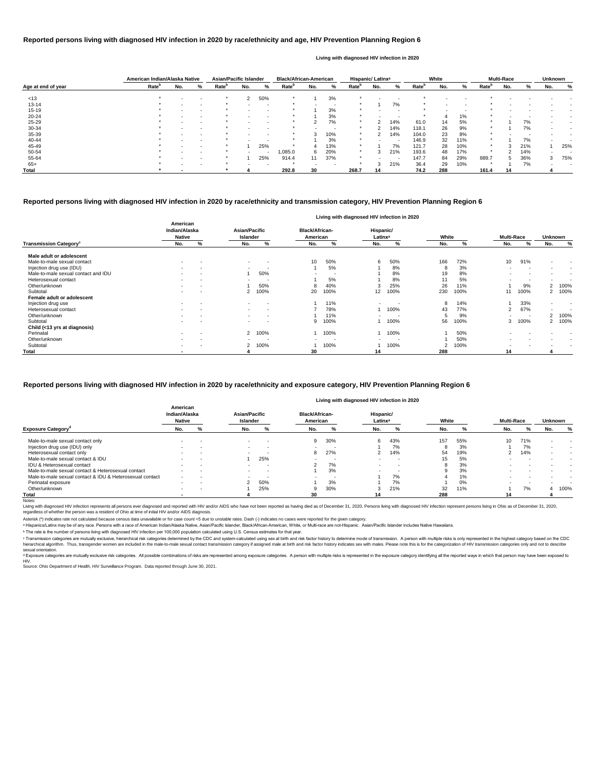## Reported persons living with diagnosed HIV infection in 2020 by race/ethnicity and age, HIV Prevention Planning Region 6

Living with diagnosed HIV infection in 2020

| Age at end of year | American Indian/Alaska Native | | | Asian/Pacific Islander | | | Black/African-American | | | Hispanic/ Latinx[a] | | | White | | | Multi-Race | | | Unknown | |
|---|---|---|---|---|---|---|---|---|---|---|---|---|---|---|---|---|---|---|---|---|
| | Rate[b] | No. | % | Rate[b] | No. | % | Rate[b] | No. | % | Rate[b] | No. | % | Rate[b] | No. | % | Rate[b] | No. | % | No. | % |
| <13 | * | - | - | * | 2 | 50% | * | 1 | 3% | * | - | - | * | - | - | * | - | - | - | - |
| 13-14 | * | - | - | * | - | - | * | - | - | * | 1 | 7% | * | - | - | * | - | - | - | - |
| 15-19 | * | - | - | * | - | - | * | 1 | 3% | * | - | - | * | - | - | * | - | - | - | - |
| 20-24 | * | - | - | * | - | - | * | 1 | 3% | * | - | - | * | 4 | 1% | * | - | - | - | - |
| 25-29 | * | - | - | * | - | - | * | 2 | 7% | * | 2 | 14% | 61.0 | 14 | 5% | * | 1 | 7% | - | - |
| 30-34 | * | - | - | * | - | - | * | - | - | * | 2 | 14% | 118.1 | 26 | 9% | * | 1 | 7% | - | - |
| 35-39 | * | - | - | * | - | - | * | 3 | 10% | * | 2 | 14% | 104.0 | 23 | 8% | * | - | - | - | - |
| 40-44 | * | - | - | * | - | - | * | 1 | 3% | * | - | - | 146.9 | 32 | 11% | * | 1 | 7% | - | - |
| 45-49 | * | - | - | * | 1 | 25% | * | 4 | 13% | * | 1 | 7% | 121.7 | 28 | 10% | * | 3 | 21% | 1 | 25% |
| 50-54 | * | - | - | * | - | - | 1,085.0 | 6 | 20% | * | 3 | 21% | 193.6 | 48 | 17% | * | 2 | 14% | - | - |
| 55-64 | * | - | - | * | 1 | 25% | 914.4 | 11 | 37% | * | - | - | 147.7 | 84 | 29% | 889.7 | 5 | 36% | 3 | 75% |
| 65+ | * | - | - | * | - | - | * | - | - | * | 3 | 21% | 36.4 | 29 | 10% | * | 1 | 7% | - | - |
| **Total** | * | - | | * | 4 | | 292.8 | 30 | | 268.7 | 14 | | 74.2 | 288 | | 161.4 | 14 | | 4 | |

## Reported persons living with diagnosed HIV infection in 2020 by race/ethnicity and transmission category, HIV Prevention Planning Region 6

Living with diagnosed HIV infection in 2020

| Transmission Category[c] | American Indian/Alaska Native | | Asian/Pacific Islander | | Black/African-American | | Hispanic/ Latinx[a] | | White | | Multi-Race | | Unknown | |
|---|---|---|---|---|---|---|---|---|---|---|---|---|---|---|
| | No. | % | No. | % | No. | % | No. | % | No. | % | No. | % | No. | % |
| **Male adult or adolescent** | | | | | | | | | | | | | | |
| Male-to-male sexual contact | - | - | - | - | 10 | 50% | 6 | 50% | 166 | 72% | 10 | 91% | - | - |
| Injection drug use (IDU) | - | - | - | - | 1 | 5% | 1 | 8% | 8 | 3% | - | - | - | - |
| Male-to-male sexual contact and IDU | - | - | 1 | 50% | - | - | 1 | 8% | 19 | 8% | - | - | - | - |
| Heterosexual contact | - | - | - | - | 1 | 5% | 1 | 8% | 11 | 5% | - | - | - | - |
| Other/unknown | - | - | 1 | 50% | 8 | 40% | 3 | 25% | 26 | 11% | 1 | 9% | 2 | 100% |
| Subtotal | - | - | 2 | 100% | 20 | 100% | 12 | 100% | 230 | 100% | 11 | 100% | 2 | 100% |
| **Female adult or adolescent** | | | | | | | | | | | | | | |
| Injection drug use | - | - | - | - | 1 | 11% | - | - | 8 | 14% | 1 | 33% | - | - |
| Heterosexual contact | - | - | - | - | 7 | 78% | 1 | 100% | 43 | 77% | 2 | 67% | - | - |
| Other/unknown | - | - | - | - | 1 | 11% | - | - | 5 | 9% | - | - | 2 | 100% |
| Subtotal | - | - | - | - | 9 | 100% | 1 | 100% | 56 | 100% | 3 | 100% | 2 | 100% |
| **Child (<13 yrs at diagnosis)** | | | | | | | | | | | | | | |
| Perinatal | - | - | 2 | 100% | 1 | 100% | 1 | 100% | 1 | 50% | - | - | - | - |
| Other/unknown | - | - | - | - | - | - | - | - | 1 | 50% | - | - | - | - |
| Subtotal | - | - | 2 | 100% | 1 | 100% | 1 | 100% | 2 | 100% | - | - | - | - |
| **Total** | - | | 4 | | 30 | | 14 | | 288 | | 14 | | 4 | |

## Reported persons living with diagnosed HIV infection in 2020 by race/ethnicity and exposure category, HIV Prevention Planning Region 6

Living with diagnosed HIV infection in 2020

| Exposure Category[d] | American Indian/Alaska Native | | Asian/Pacific Islander | | Black/African-American | | Hispanic/ Latinx[a] | | White | | Multi-Race | | Unknown | |
|---|---|---|---|---|---|---|---|---|---|---|---|---|---|---|
| | No. | % | No. | % | No. | % | No. | % | No. | % | No. | % | No. | % |
| Male-to-male sexual contact only | - | - | - | - | 9 | 30% | 6 | 43% | 157 | 55% | 10 | 71% | - | - |
| Injection drug use (IDU) only | - | - | - | - | - | - | 1 | 7% | 8 | 3% | 1 | 7% | - | - |
| Heterosexual contact only | - | - | - | - | 8 | 27% | 2 | 14% | 54 | 19% | 2 | 14% | - | - |
| Male-to-male sexual contact & IDU | - | - | 1 | 25% | - | - | - | - | 15 | 5% | - | - | - | - |
| IDU & Heterosexual contact | - | - | - | - | 2 | 7% | - | - | 8 | 3% | - | - | - | - |
| Male-to-male sexual contact & Heterosexual contact | - | - | - | - | 1 | 3% | - | - | 9 | 3% | - | - | - | - |
| Male-to-male sexual contact & IDU & Heterosexual contact | - | - | - | - | - | - | 1 | 7% | 4 | 1% | - | - | - | - |
| Perinatal exposure | - | - | 2 | 50% | 1 | 3% | 1 | 7% | 1 | 0% | - | - | - | - |
| Other/unknown | - | - | 1 | 25% | 9 | 30% | 3 | 21% | 32 | 11% | 1 | 7% | 4 | 100% |
| **Total** | - | | 4 | | 30 | | 14 | | 288 | | 14 | | 4 | |

Notes:

Living with diagnosed HIV infection represents all persons ever diagnosed and reported with HIV and/or AIDS who have not been reported as having died as of December 31, 2020. Persons living with diagnosed HIV infection represent persons living in Ohio as of December 31, 2020, regardless of whether the person was a resident of Ohio at time of initial HIV and/or AIDS diagnosis.

Asterisk (*) indicates rate not calculated because census data unavailable or for case count <5 due to unstable rates. Dash (-) indicates no cases were reported for the given category.

[a] Hispanics/Latinx may be of any race. Persons with a race of American Indian/Alaska Native, Asian/Pacific Islander, Black/African-American, White, or Multi-race are not-Hispanic. Asian/Pacific Islander includes Native Hawaiians.

[b] The rate is the number of persons living with diagnosed HIV infection per 100,000 population calculated using U.S. Census estimates for that year.

[c] Transmission categories are mutually exclusive, hierarchical risk categories determined by the CDC and system-calculated using sex at birth and risk factor history to determine mode of transmission. A person with multiple risks is only represented in the highest category based on the CDC hierarchical algorithm. Thus, transgender women are included in the male-to-male sexual contact transmission category if assigned male at birth and risk factor history indicates sex with males. Please note this is for the categorization of HIV transmission categories only and not to describe sexual orientation.

[d] Exposure categories are mutually exclusive risk categories. All possible combinations of risks are represented among exposure categories. A person with multiple risks is represented in the exposure category identifying all the reported ways in which that person may have been exposed to HIV.

Source: Ohio Department of Health, HIV Surveillance Program. Data reported through June 30, 2021.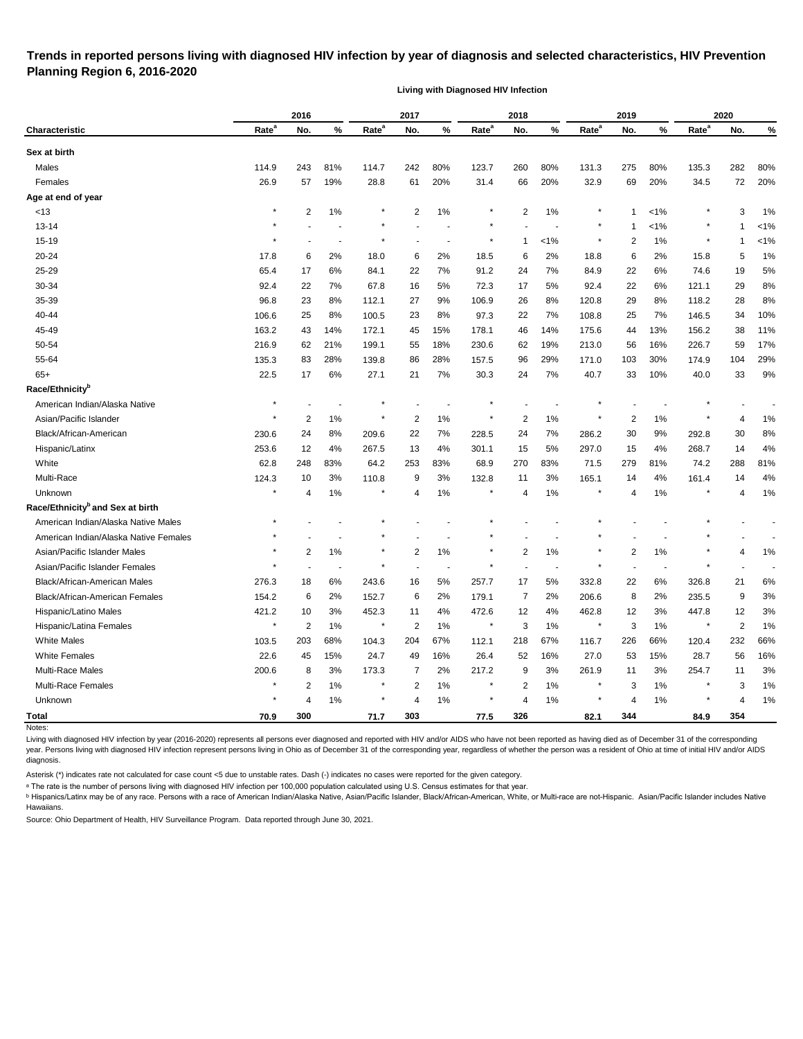**Trends in reported persons living with diagnosed HIV infection by year of diagnosis and selected characteristics, HIV Prevention Planning Region 6, 2016-2020**

**Living with Diagnosed HIV Infection**

| | 2016 | | | 2017 | | | 2018 | | | 2019 | | | 2020 | | |
|---|---|---|---|---|---|---|---|---|---|---|---|---|---|---|---|
| **Characteristic** | **Rate[a]** | **No.** | **%** | **Rate[a]** | **No.** | **%** | **Rate[a]** | **No.** | **%** | **Rate[a]** | **No.** | **%** | **Rate[a]** | **No.** | **%** |
| **Sex at birth** | | | | | | | | | | | | | | | |
| Males | 114.9 | 243 | 81% | 114.7 | 242 | 80% | 123.7 | 260 | 80% | 131.3 | 275 | 80% | 135.3 | 282 | 80% |
| Females | 26.9 | 57 | 19% | 28.8 | 61 | 20% | 31.4 | 66 | 20% | 32.9 | 69 | 20% | 34.5 | 72 | 20% |
| **Age at end of year** | | | | | | | | | | | | | | | |
| <13 | * | 2 | 1% | * | 2 | 1% | * | 2 | 1% | * | 1 | <1% | * | 3 | 1% |
| 13-14 | * | - | - | * | - | - | * | - | - | * | 1 | <1% | * | 1 | <1% |
| 15-19 | * | - | - | * | - | - | * | 1 | <1% | * | 2 | 1% | * | 1 | <1% |
| 20-24 | 17.8 | 6 | 2% | 18.0 | 6 | 2% | 18.5 | 6 | 2% | 18.8 | 6 | 2% | 15.8 | 5 | 1% |
| 25-29 | 65.4 | 17 | 6% | 84.1 | 22 | 7% | 91.2 | 24 | 7% | 84.9 | 22 | 6% | 74.6 | 19 | 5% |
| 30-34 | 92.4 | 22 | 7% | 67.8 | 16 | 5% | 72.3 | 17 | 5% | 92.4 | 22 | 6% | 121.1 | 29 | 8% |
| 35-39 | 96.8 | 23 | 8% | 112.1 | 27 | 9% | 106.9 | 26 | 8% | 120.8 | 29 | 8% | 118.2 | 28 | 8% |
| 40-44 | 106.6 | 25 | 8% | 100.5 | 23 | 8% | 97.3 | 22 | 7% | 108.8 | 25 | 7% | 146.5 | 34 | 10% |
| 45-49 | 163.2 | 43 | 14% | 172.1 | 45 | 15% | 178.1 | 46 | 14% | 175.6 | 44 | 13% | 156.2 | 38 | 11% |
| 50-54 | 216.9 | 62 | 21% | 199.1 | 55 | 18% | 230.6 | 62 | 19% | 213.0 | 56 | 16% | 226.7 | 59 | 17% |
| 55-64 | 135.3 | 83 | 28% | 139.8 | 86 | 28% | 157.5 | 96 | 29% | 171.0 | 103 | 30% | 174.9 | 104 | 29% |
| 65+ | 22.5 | 17 | 6% | 27.1 | 21 | 7% | 30.3 | 24 | 7% | 40.7 | 33 | 10% | 40.0 | 33 | 9% |
| **Race/Ethnicity[b]** | | | | | | | | | | | | | | | |
| American Indian/Alaska Native | * | - | - | * | - | - | * | - | - | * | - | - | * | - | - |
| Asian/Pacific Islander | * | 2 | 1% | * | 2 | 1% | * | 2 | 1% | * | 2 | 1% | * | 4 | 1% |
| Black/African-American | 230.6 | 24 | 8% | 209.6 | 22 | 7% | 228.5 | 24 | 7% | 286.2 | 30 | 9% | 292.8 | 30 | 8% |
| Hispanic/Latinx | 253.6 | 12 | 4% | 267.5 | 13 | 4% | 301.1 | 15 | 5% | 297.0 | 15 | 4% | 268.7 | 14 | 4% |
| White | 62.8 | 248 | 83% | 64.2 | 253 | 83% | 68.9 | 270 | 83% | 71.5 | 279 | 81% | 74.2 | 288 | 81% |
| Multi-Race | 124.3 | 10 | 3% | 110.8 | 9 | 3% | 132.8 | 11 | 3% | 165.1 | 14 | 4% | 161.4 | 14 | 4% |
| Unknown | * | 4 | 1% | * | 4 | 1% | * | 4 | 1% | * | 4 | 1% | * | 4 | 1% |
| **Race/Ethnicity[b] and Sex at birth** | | | | | | | | | | | | | | | |
| American Indian/Alaska Native Males | * | - | - | * | - | - | * | - | - | * | - | - | * | - | - |
| American Indian/Alaska Native Females | * | - | - | * | - | - | * | - | - | * | - | - | * | - | - |
| Asian/Pacific Islander Males | * | 2 | 1% | * | 2 | 1% | * | 2 | 1% | * | 2 | 1% | * | 4 | 1% |
| Asian/Pacific Islander Females | * | - | - | * | - | - | * | - | - | * | - | - | * | - | - |
| Black/African-American Males | 276.3 | 18 | 6% | 243.6 | 16 | 5% | 257.7 | 17 | 5% | 332.8 | 22 | 6% | 326.8 | 21 | 6% |
| Black/African-American Females | 154.2 | 6 | 2% | 152.7 | 6 | 2% | 179.1 | 7 | 2% | 206.6 | 8 | 2% | 235.5 | 9 | 3% |
| Hispanic/Latino Males | 421.2 | 10 | 3% | 452.3 | 11 | 4% | 472.6 | 12 | 4% | 462.8 | 12 | 3% | 447.8 | 12 | 3% |
| Hispanic/Latina Females | * | 2 | 1% | * | 2 | 1% | * | 3 | 1% | * | 3 | 1% | * | 2 | 1% |
| White Males | 103.5 | 203 | 68% | 104.3 | 204 | 67% | 112.1 | 218 | 67% | 116.7 | 226 | 66% | 120.4 | 232 | 66% |
| White Females | 22.6 | 45 | 15% | 24.7 | 49 | 16% | 26.4 | 52 | 16% | 27.0 | 53 | 15% | 28.7 | 56 | 16% |
| Multi-Race Males | 200.6 | 8 | 3% | 173.3 | 7 | 2% | 217.2 | 9 | 3% | 261.9 | 11 | 3% | 254.7 | 11 | 3% |
| Multi-Race Females | * | 2 | 1% | * | 2 | 1% | * | 2 | 1% | * | 3 | 1% | * | 3 | 1% |
| Unknown | * | 4 | 1% | * | 4 | 1% | * | 4 | 1% | * | 4 | 1% | * | 4 | 1% |
| **Total** | **70.9** | **300** | | **71.7** | **303** | | **77.5** | **326** | | **82.1** | **344** | | **84.9** | **354** | |

Notes:

Living with diagnosed HIV infection by year (2016-2020) represents all persons ever diagnosed and reported with HIV and/or AIDS who have not been reported as having died as of December 31 of the corresponding year. Persons living with diagnosed HIV infection represent persons living in Ohio as of December 31 of the corresponding year, regardless of whether the person was a resident of Ohio at time of initial HIV and/or AIDS diagnosis.

Asterisk (*) indicates rate not calculated for case count <5 due to unstable rates. Dash (-) indicates no cases were reported for the given category.

[a] The rate is the number of persons living with diagnosed HIV infection per 100,000 population calculated using U.S. Census estimates for that year.

[b] Hispanics/Latinx may be of any race. Persons with a race of American Indian/Alaska Native, Asian/Pacific Islander, Black/African-American, White, or Multi-race are not-Hispanic. Asian/Pacific Islander includes Native Hawaiians.

Source: Ohio Department of Health, HIV Surveillance Program. Data reported through June 30, 2021.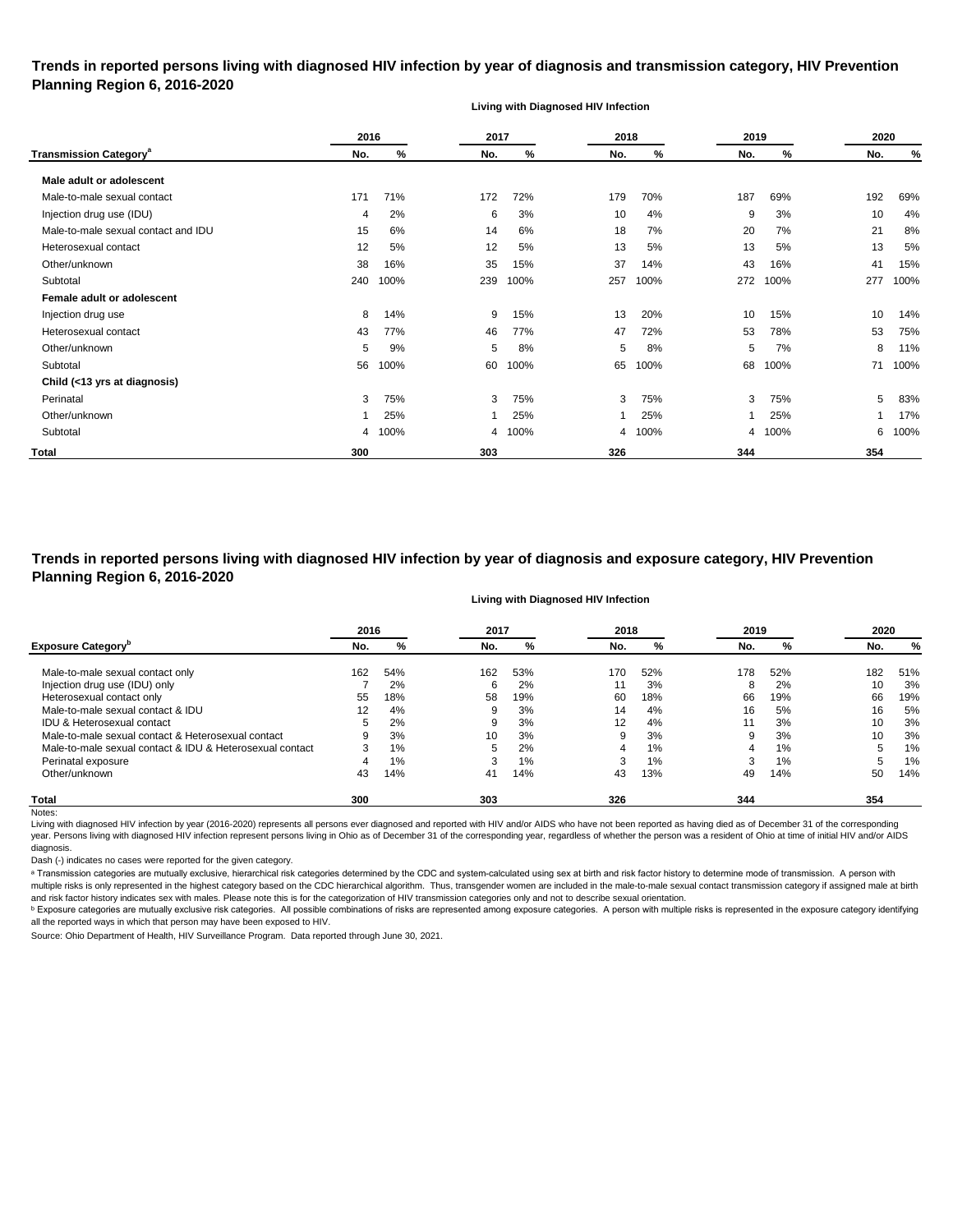## Trends in reported persons living with diagnosed HIV infection by year of diagnosis and transmission category, HIV Prevention Planning Region 6, 2016-2020

**Living with Diagnosed HIV Infection**

| Transmission Category[a] | 2016 No. | 2016 % | 2017 No. | 2017 % | 2018 No. | 2018 % | 2019 No. | 2019 % | 2020 No. | 2020 % |
|---|---|---|---|---|---|---|---|---|---|---|
| **Male adult or adolescent** | | | | | | | | | | |
| Male-to-male sexual contact | 171 | 71% | 172 | 72% | 179 | 70% | 187 | 69% | 192 | 69% |
| Injection drug use (IDU) | 4 | 2% | 6 | 3% | 10 | 4% | 9 | 3% | 10 | 4% |
| Male-to-male sexual contact and IDU | 15 | 6% | 14 | 6% | 18 | 7% | 20 | 7% | 21 | 8% |
| Heterosexual contact | 12 | 5% | 12 | 5% | 13 | 5% | 13 | 5% | 13 | 5% |
| Other/unknown | 38 | 16% | 35 | 15% | 37 | 14% | 43 | 16% | 41 | 15% |
| Subtotal | 240 | 100% | 239 | 100% | 257 | 100% | 272 | 100% | 277 | 100% |
| **Female adult or adolescent** | | | | | | | | | | |
| Injection drug use | 8 | 14% | 9 | 15% | 13 | 20% | 10 | 15% | 10 | 14% |
| Heterosexual contact | 43 | 77% | 46 | 77% | 47 | 72% | 53 | 78% | 53 | 75% |
| Other/unknown | 5 | 9% | 5 | 8% | 5 | 8% | 5 | 7% | 8 | 11% |
| Subtotal | 56 | 100% | 60 | 100% | 65 | 100% | 68 | 100% | 71 | 100% |
| **Child (<13 yrs at diagnosis)** | | | | | | | | | | |
| Perinatal | 3 | 75% | 3 | 75% | 3 | 75% | 3 | 75% | 5 | 83% |
| Other/unknown | 1 | 25% | 1 | 25% | 1 | 25% | 1 | 25% | 1 | 17% |
| Subtotal | 4 | 100% | 4 | 100% | 4 | 100% | 4 | 100% | 6 | 100% |
| **Total** | **300** | | **303** | | **326** | | **344** | | **354** | |

## Trends in reported persons living with diagnosed HIV infection by year of diagnosis and exposure category, HIV Prevention Planning Region 6, 2016-2020

**Living with Diagnosed HIV Infection**

| Exposure Category[b] | 2016 No. | 2016 % | 2017 No. | 2017 % | 2018 No. | 2018 % | 2019 No. | 2019 % | 2020 No. | 2020 % |
|---|---|---|---|---|---|---|---|---|---|---|
| Male-to-male sexual contact only | 162 | 54% | 162 | 53% | 170 | 52% | 178 | 52% | 182 | 51% |
| Injection drug use (IDU) only | 7 | 2% | 6 | 2% | 11 | 3% | 8 | 2% | 10 | 3% |
| Heterosexual contact only | 55 | 18% | 58 | 19% | 60 | 18% | 66 | 19% | 66 | 19% |
| Male-to-male sexual contact & IDU | 12 | 4% | 9 | 3% | 14 | 4% | 16 | 5% | 16 | 5% |
| IDU & Heterosexual contact | 5 | 2% | 9 | 3% | 12 | 4% | 11 | 3% | 10 | 3% |
| Male-to-male sexual contact & Heterosexual contact | 9 | 3% | 10 | 3% | 9 | 3% | 9 | 3% | 10 | 3% |
| Male-to-male sexual contact & IDU & Heterosexual contact | 3 | 1% | 5 | 2% | 4 | 1% | 4 | 1% | 5 | 1% |
| Perinatal exposure | 4 | 1% | 3 | 1% | 3 | 1% | 3 | 1% | 5 | 1% |
| Other/unknown | 43 | 14% | 41 | 14% | 43 | 13% | 49 | 14% | 50 | 14% |
| **Total** | **300** | | **303** | | **326** | | **344** | | **354** | |

Notes:

Living with diagnosed HIV infection by year (2016-2020) represents all persons ever diagnosed and reported with HIV and/or AIDS who have not been reported as having died as of December 31 of the corresponding year. Persons living with diagnosed HIV infection represent persons living in Ohio as of December 31 of the corresponding year, regardless of whether the person was a resident of Ohio at time of initial HIV and/or AIDS diagnosis.

Dash (-) indicates no cases were reported for the given category.

[a] Transmission categories are mutually exclusive, hierarchical risk categories determined by the CDC and system-calculated using sex at birth and risk factor history to determine mode of transmission. A person with multiple risks is only represented in the highest category based on the CDC hierarchical algorithm. Thus, transgender women are included in the male-to-male sexual contact transmission category if assigned male at birth and risk factor history indicates sex with males. Please note this is for the categorization of HIV transmission categories only and not to describe sexual orientation.

[b] Exposure categories are mutually exclusive risk categories. All possible combinations of risks are represented among exposure categories. A person with multiple risks is represented in the exposure category identifying all the reported ways in which that person may have been exposed to HIV.

Source: Ohio Department of Health, HIV Surveillance Program. Data reported through June 30, 2021.